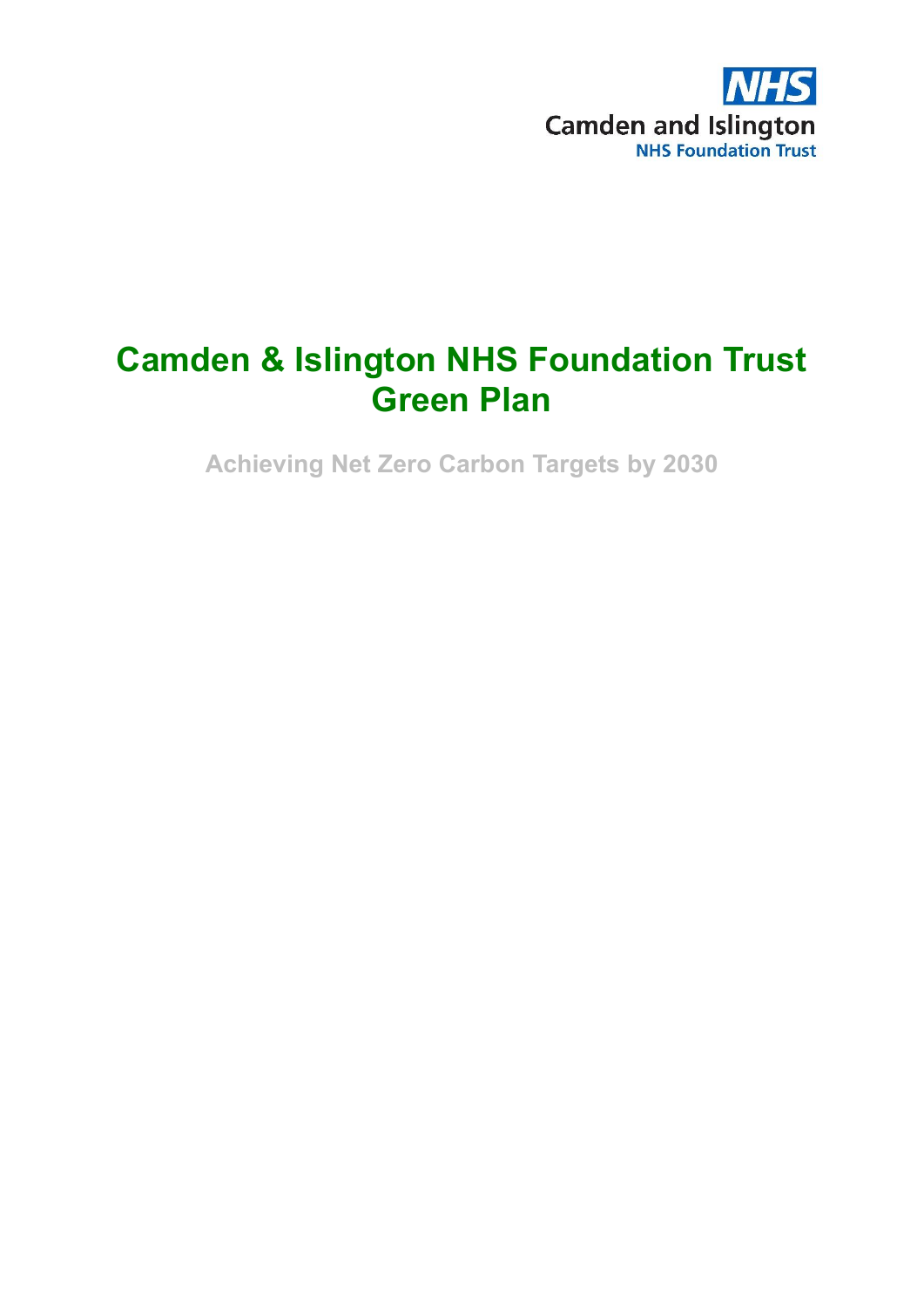NHS

Camden and Islington

NHS Foundation Trust

# Camden & Islington NHS Foundation Trust Green Plan

## Achieving Net Zero Carbon Targets by 2030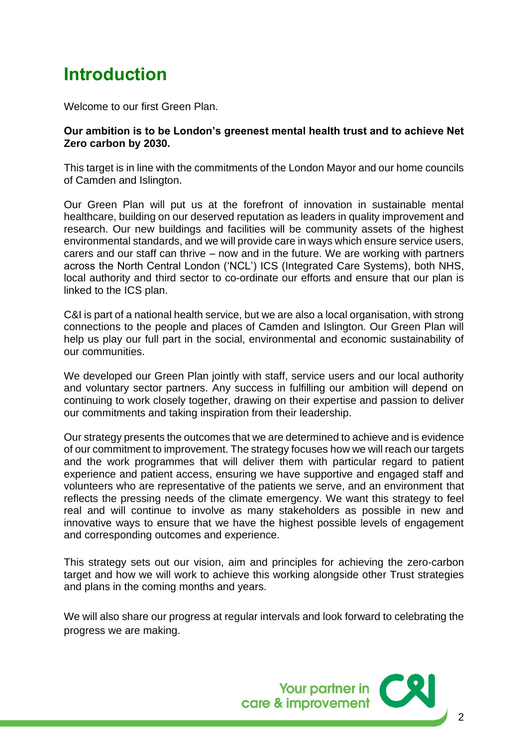# Introduction

Welcome to our first Green Plan.

**Our ambition is to be London's greenest mental health trust and to achieve Net Zero carbon by 2030.**

This target is in line with the commitments of the London Mayor and our home councils of Camden and Islington.

Our Green Plan will put us at the forefront of innovation in sustainable mental healthcare, building on our deserved reputation as leaders in quality improvement and research. Our new buildings and facilities will be community assets of the highest environmental standards, and we will provide care in ways which ensure service users, carers and our staff can thrive – now and in the future. We are working with partners across the North Central London ('NCL') ICS (Integrated Care Systems), both NHS, local authority and third sector to co-ordinate our efforts and ensure that our plan is linked to the ICS plan.

C&I is part of a national health service, but we are also a local organisation, with strong connections to the people and places of Camden and Islington. Our Green Plan will help us play our full part in the social, environmental and economic sustainability of our communities.

We developed our Green Plan jointly with staff, service users and our local authority and voluntary sector partners. Any success in fulfilling our ambition will depend on continuing to work closely together, drawing on their expertise and passion to deliver our commitments and taking inspiration from their leadership.

Our strategy presents the outcomes that we are determined to achieve and is evidence of our commitment to improvement. The strategy focuses how we will reach our targets and the work programmes that will deliver them with particular regard to patient experience and patient access, ensuring we have supportive and engaged staff and volunteers who are representative of the patients we serve, and an environment that reflects the pressing needs of the climate emergency. We want this strategy to feel real and will continue to involve as many stakeholders as possible in new and innovative ways to ensure that we have the highest possible levels of engagement and corresponding outcomes and experience.

This strategy sets out our vision, aim and principles for achieving the zero-carbon target and how we will work to achieve this working alongside other Trust strategies and plans in the coming months and years.

We will also share our progress at regular intervals and look forward to celebrating the progress we are making.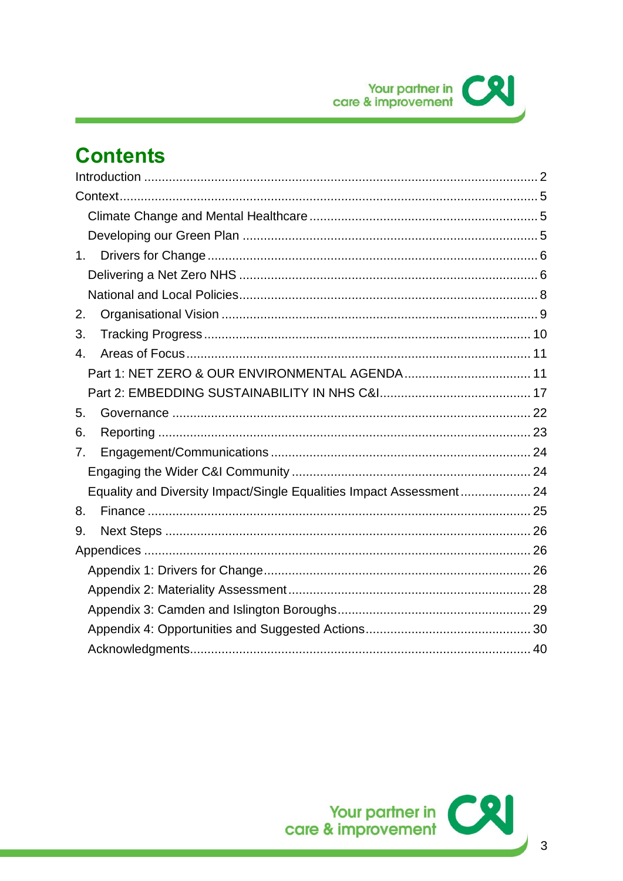# Contents

Introduction .............................................. 2

Context .............................................. 5

- Climate Change and Mental Healthcare .............................................. 5
- Developing our Green Plan .............................................. 5

1. Drivers for Change .............................................. 6
   - Delivering a Net Zero NHS .............................................. 6
   - National and Local Policies .............................................. 8
2. Organisational Vision .............................................. 9
3. Tracking Progress .............................................. 10
4. Areas of Focus .............................................. 11
   - Part 1: NET ZERO & OUR ENVIRONMENTAL AGENDA .............................................. 11
   - Part 2: EMBEDDING SUSTAINABILITY IN NHS C&I .............................................. 17
5. Governance .............................................. 22
6. Reporting .............................................. 23
7. Engagement/Communications .............................................. 24
   - Engaging the Wider C&I Community .............................................. 24
   - Equality and Diversity Impact/Single Equalities Impact Assessment .............................................. 24
8. Finance .............................................. 25
9. Next Steps .............................................. 26

Appendices .............................................. 26

- Appendix 1: Drivers for Change .............................................. 26
- Appendix 2: Materiality Assessment .............................................. 28
- Appendix 3: Camden and Islington Boroughs .............................................. 29
- Appendix 4: Opportunities and Suggested Actions .............................................. 30
- Acknowledgments .............................................. 40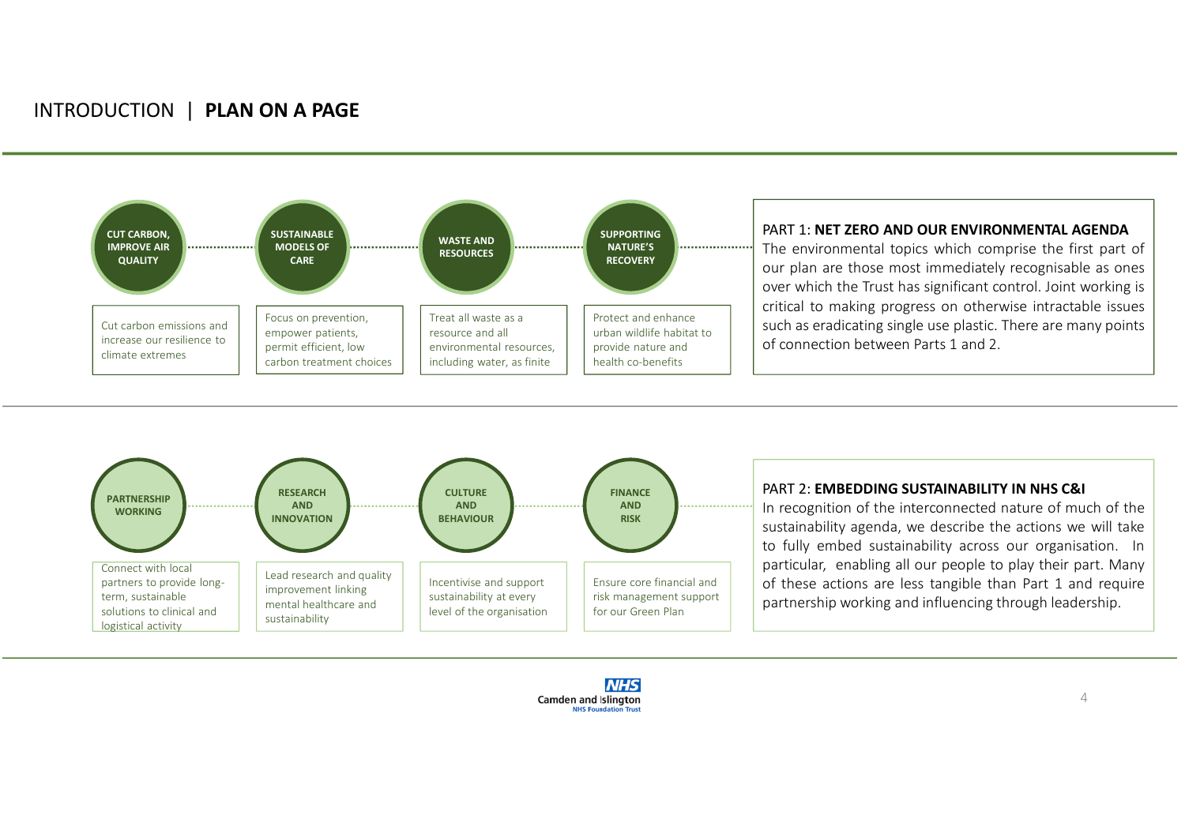# INTRODUCTION | PLAN ON A PAGE

### CUT CARBON, IMPROVE AIR QUALITY

Cut carbon emissions and increase our resilience to climate extremes

### SUSTAINABLE MODELS OF CARE

Focus on prevention, empower patients, permit efficient, low carbon treatment choices

### WASTE AND RESOURCES

Treat all waste as a resource and all environmental resources, including water, as finite

### SUPPORTING NATURE'S RECOVERY

Protect and enhance urban wildlife habitat to provide nature and health co-benefits

PART 1: **NET ZERO AND OUR ENVIRONMENTAL AGENDA**

The environmental topics which comprise the first part of our plan are those most immediately recognisable as ones over which the Trust has significant control. Joint working is critical to making progress on otherwise intractable issues such as eradicating single use plastic. There are many points of connection between Parts 1 and 2.

### PARTNERSHIP WORKING

Connect with local partners to provide long-term, sustainable solutions to clinical and logistical activity

### RESEARCH AND INNOVATION

Lead research and quality improvement linking mental healthcare and sustainability

### CULTURE AND BEHAVIOUR

Incentivise and support sustainability at every level of the organisation

### FINANCE AND RISK

Ensure core financial and risk management support for our Green Plan

PART 2: **EMBEDDING SUSTAINABILITY IN NHS C&I**

In recognition of the interconnected nature of much of the sustainability agenda, we describe the actions we will take to fully embed sustainability across our organisation. In particular, enabling all our people to play their part. Many of these actions are less tangible than Part 1 and require partnership working and influencing through leadership.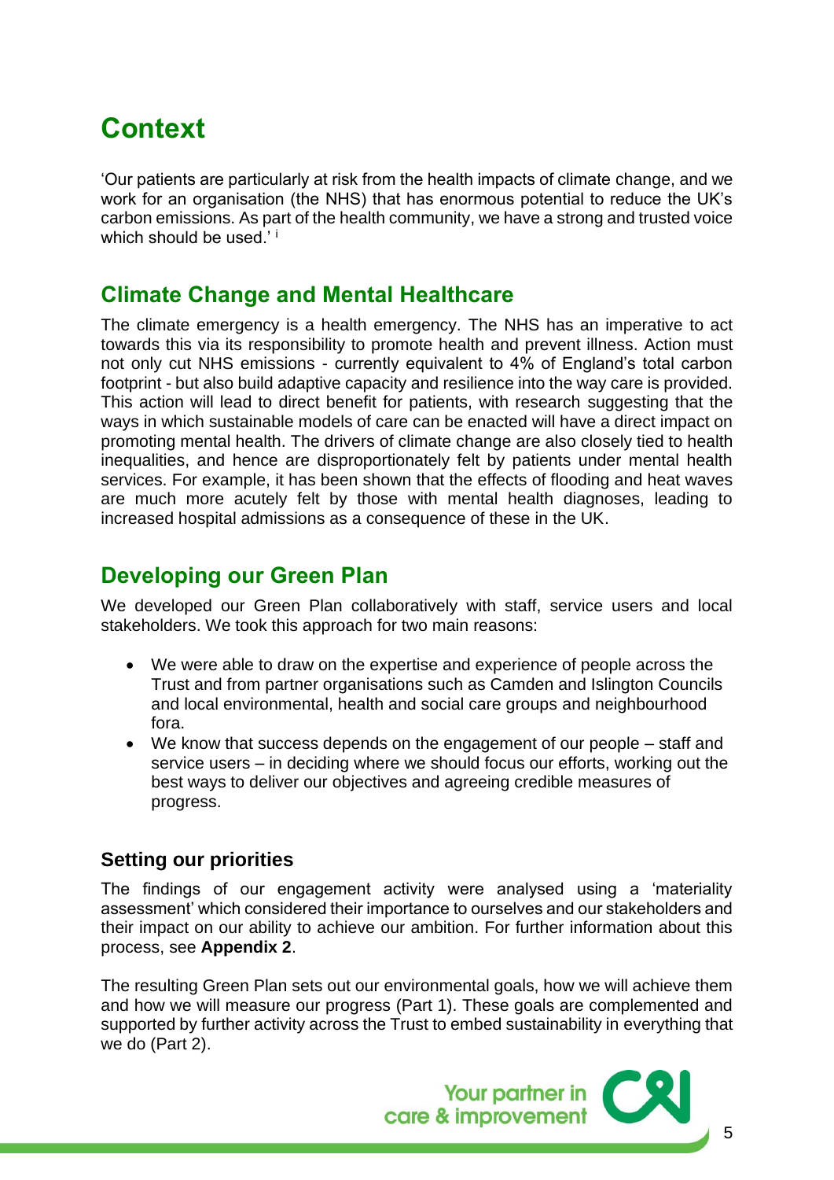# Context

'Our patients are particularly at risk from the health impacts of climate change, and we work for an organisation (the NHS) that has enormous potential to reduce the UK's carbon emissions. As part of the health community, we have a strong and trusted voice which should be used.' [i]

## Climate Change and Mental Healthcare

The climate emergency is a health emergency. The NHS has an imperative to act towards this via its responsibility to promote health and prevent illness. Action must not only cut NHS emissions - currently equivalent to 4% of England's total carbon footprint - but also build adaptive capacity and resilience into the way care is provided. This action will lead to direct benefit for patients, with research suggesting that the ways in which sustainable models of care can be enacted will have a direct impact on promoting mental health. The drivers of climate change are also closely tied to health inequalities, and hence are disproportionately felt by patients under mental health services. For example, it has been shown that the effects of flooding and heat waves are much more acutely felt by those with mental health diagnoses, leading to increased hospital admissions as a consequence of these in the UK.

## Developing our Green Plan

We developed our Green Plan collaboratively with staff, service users and local stakeholders. We took this approach for two main reasons:

- We were able to draw on the expertise and experience of people across the Trust and from partner organisations such as Camden and Islington Councils and local environmental, health and social care groups and neighbourhood fora.
- We know that success depends on the engagement of our people – staff and service users – in deciding where we should focus our efforts, working out the best ways to deliver our objectives and agreeing credible measures of progress.

### Setting our priorities

The findings of our engagement activity were analysed using a 'materiality assessment' which considered their importance to ourselves and our stakeholders and their impact on our ability to achieve our ambition. For further information about this process, see **Appendix 2**.

The resulting Green Plan sets out our environmental goals, how we will achieve them and how we will measure our progress (Part 1). These goals are complemented and supported by further activity across the Trust to embed sustainability in everything that we do (Part 2).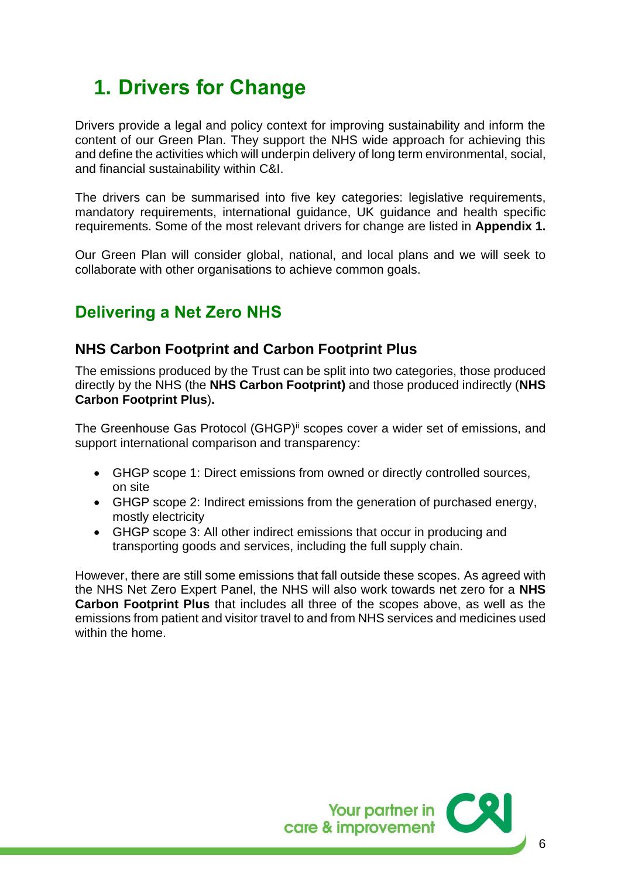# 1. Drivers for Change

Drivers provide a legal and policy context for improving sustainability and inform the content of our Green Plan. They support the NHS wide approach for achieving this and define the activities which will underpin delivery of long term environmental, social, and financial sustainability within C&I.

The drivers can be summarised into five key categories: legislative requirements, mandatory requirements, international guidance, UK guidance and health specific requirements. Some of the most relevant drivers for change are listed in **Appendix 1.**

Our Green Plan will consider global, national, and local plans and we will seek to collaborate with other organisations to achieve common goals.

## Delivering a Net Zero NHS

### NHS Carbon Footprint and Carbon Footprint Plus

The emissions produced by the Trust can be split into two categories, those produced directly by the NHS (the **NHS Carbon Footprint)** and those produced indirectly (**NHS Carbon Footprint Plus**)**.**

The Greenhouse Gas Protocol (GHGP)[ii] scopes cover a wider set of emissions, and support international comparison and transparency:

- GHGP scope 1: Direct emissions from owned or directly controlled sources, on site
- GHGP scope 2: Indirect emissions from the generation of purchased energy, mostly electricity
- GHGP scope 3: All other indirect emissions that occur in producing and transporting goods and services, including the full supply chain.

However, there are still some emissions that fall outside these scopes. As agreed with the NHS Net Zero Expert Panel, the NHS will also work towards net zero for a **NHS Carbon Footprint Plus** that includes all three of the scopes above, as well as the emissions from patient and visitor travel to and from NHS services and medicines used within the home.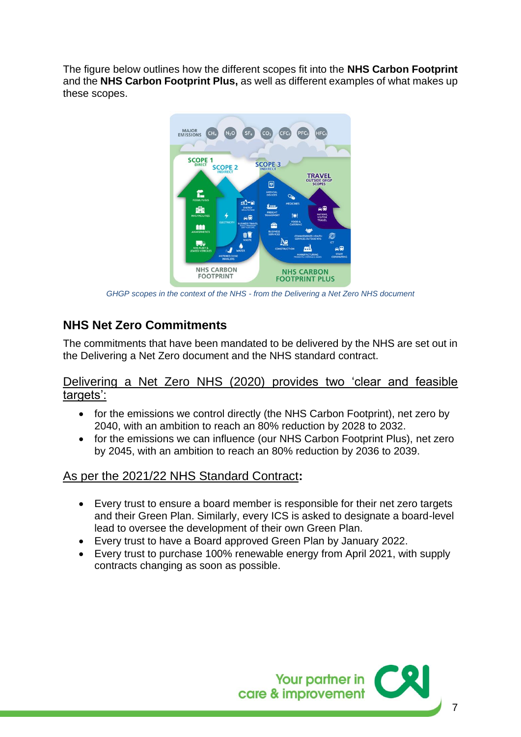The figure below outlines how the different scopes fit into the **NHS Carbon Footprint** and the **NHS Carbon Footprint Plus,** as well as different examples of what makes up these scopes.

*GHGP scopes in the context of the NHS - from the Delivering a Net Zero NHS document*

## NHS Net Zero Commitments

The commitments that have been mandated to be delivered by the NHS are set out in the Delivering a Net Zero document and the NHS standard contract.

Delivering a Net Zero NHS (2020) provides two 'clear and feasible targets':

- for the emissions we control directly (the NHS Carbon Footprint), net zero by 2040, with an ambition to reach an 80% reduction by 2028 to 2032.
- for the emissions we can influence (our NHS Carbon Footprint Plus), net zero by 2045, with an ambition to reach an 80% reduction by 2036 to 2039.

As per the 2021/22 NHS Standard Contract**:**

- Every trust to ensure a board member is responsible for their net zero targets and their Green Plan. Similarly, every ICS is asked to designate a board-level lead to oversee the development of their own Green Plan.
- Every trust to have a Board approved Green Plan by January 2022.
- Every trust to purchase 100% renewable energy from April 2021, with supply contracts changing as soon as possible.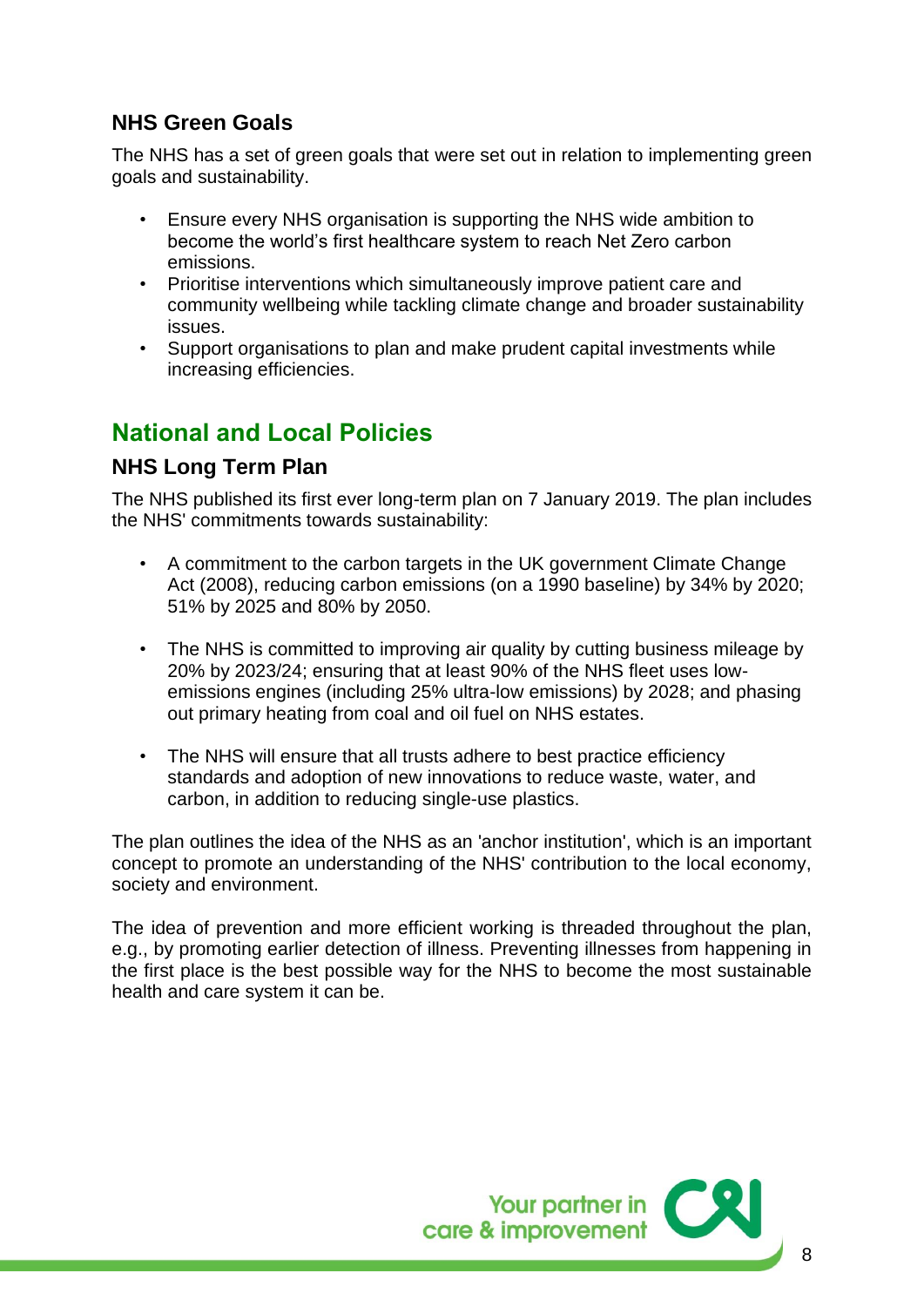### NHS Green Goals

The NHS has a set of green goals that were set out in relation to implementing green goals and sustainability.

- Ensure every NHS organisation is supporting the NHS wide ambition to become the world's first healthcare system to reach Net Zero carbon emissions.
- Prioritise interventions which simultaneously improve patient care and community wellbeing while tackling climate change and broader sustainability issues.
- Support organisations to plan and make prudent capital investments while increasing efficiencies.

## National and Local Policies

### NHS Long Term Plan

The NHS published its first ever long-term plan on 7 January 2019. The plan includes the NHS' commitments towards sustainability:

- A commitment to the carbon targets in the UK government Climate Change Act (2008), reducing carbon emissions (on a 1990 baseline) by 34% by 2020; 51% by 2025 and 80% by 2050.
- The NHS is committed to improving air quality by cutting business mileage by 20% by 2023/24; ensuring that at least 90% of the NHS fleet uses low-emissions engines (including 25% ultra-low emissions) by 2028; and phasing out primary heating from coal and oil fuel on NHS estates.
- The NHS will ensure that all trusts adhere to best practice efficiency standards and adoption of new innovations to reduce waste, water, and carbon, in addition to reducing single-use plastics.

The plan outlines the idea of the NHS as an 'anchor institution', which is an important concept to promote an understanding of the NHS' contribution to the local economy, society and environment.

The idea of prevention and more efficient working is threaded throughout the plan, e.g., by promoting earlier detection of illness. Preventing illnesses from happening in the first place is the best possible way for the NHS to become the most sustainable health and care system it can be.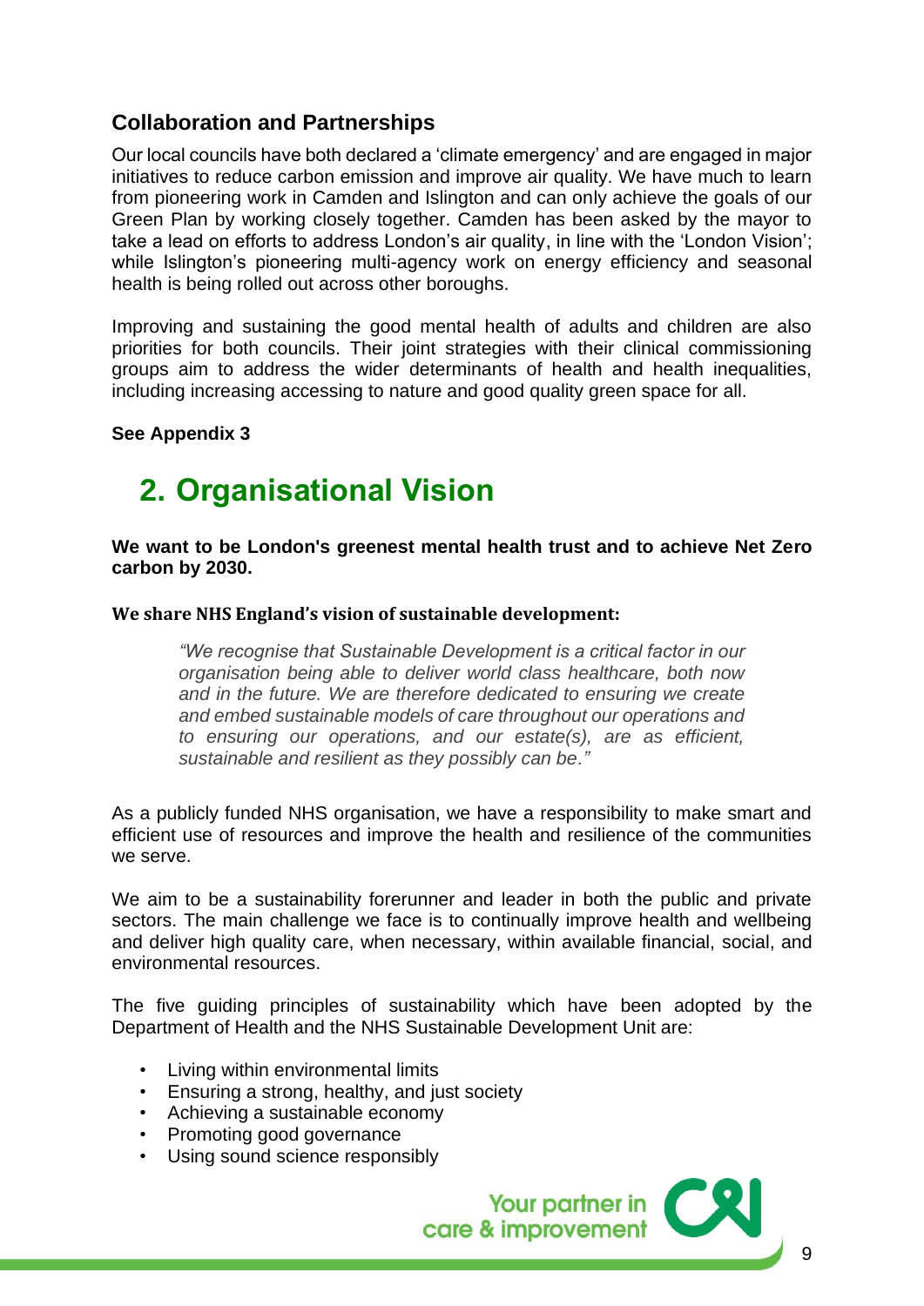### Collaboration and Partnerships

Our local councils have both declared a 'climate emergency' and are engaged in major initiatives to reduce carbon emission and improve air quality. We have much to learn from pioneering work in Camden and Islington and can only achieve the goals of our Green Plan by working closely together. Camden has been asked by the mayor to take a lead on efforts to address London's air quality, in line with the 'London Vision'; while Islington's pioneering multi-agency work on energy efficiency and seasonal health is being rolled out across other boroughs.

Improving and sustaining the good mental health of adults and children are also priorities for both councils. Their joint strategies with their clinical commissioning groups aim to address the wider determinants of health and health inequalities, including increasing accessing to nature and good quality green space for all.

**See Appendix 3**

## 2. Organisational Vision

**We want to be London's greenest mental health trust and to achieve Net Zero carbon by 2030.**

**We share NHS England's vision of sustainable development:**

> *"We recognise that Sustainable Development is a critical factor in our organisation being able to deliver world class healthcare, both now and in the future. We are therefore dedicated to ensuring we create and embed sustainable models of care throughout our operations and to ensuring our operations, and our estate(s), are as efficient, sustainable and resilient as they possibly can be."*

As a publicly funded NHS organisation, we have a responsibility to make smart and efficient use of resources and improve the health and resilience of the communities we serve.

We aim to be a sustainability forerunner and leader in both the public and private sectors. The main challenge we face is to continually improve health and wellbeing and deliver high quality care, when necessary, within available financial, social, and environmental resources.

The five guiding principles of sustainability which have been adopted by the Department of Health and the NHS Sustainable Development Unit are:

- Living within environmental limits
- Ensuring a strong, healthy, and just society
- Achieving a sustainable economy
- Promoting good governance
- Using sound science responsibly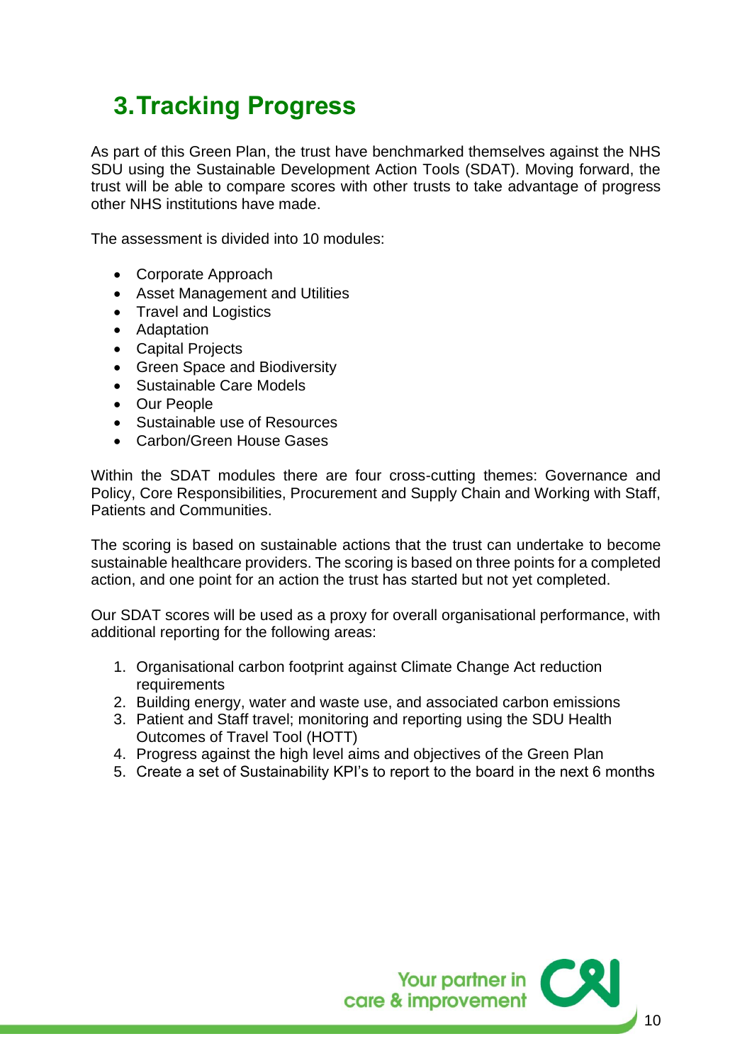# 3. Tracking Progress

As part of this Green Plan, the trust have benchmarked themselves against the NHS SDU using the Sustainable Development Action Tools (SDAT). Moving forward, the trust will be able to compare scores with other trusts to take advantage of progress other NHS institutions have made.

The assessment is divided into 10 modules:

- Corporate Approach
- Asset Management and Utilities
- Travel and Logistics
- Adaptation
- Capital Projects
- Green Space and Biodiversity
- Sustainable Care Models
- Our People
- Sustainable use of Resources
- Carbon/Green House Gases

Within the SDAT modules there are four cross-cutting themes: Governance and Policy, Core Responsibilities, Procurement and Supply Chain and Working with Staff, Patients and Communities.

The scoring is based on sustainable actions that the trust can undertake to become sustainable healthcare providers. The scoring is based on three points for a completed action, and one point for an action the trust has started but not yet completed.

Our SDAT scores will be used as a proxy for overall organisational performance, with additional reporting for the following areas:

1. Organisational carbon footprint against Climate Change Act reduction requirements
2. Building energy, water and waste use, and associated carbon emissions
3. Patient and Staff travel; monitoring and reporting using the SDU Health Outcomes of Travel Tool (HOTT)
4. Progress against the high level aims and objectives of the Green Plan
5. Create a set of Sustainability KPI's to report to the board in the next 6 months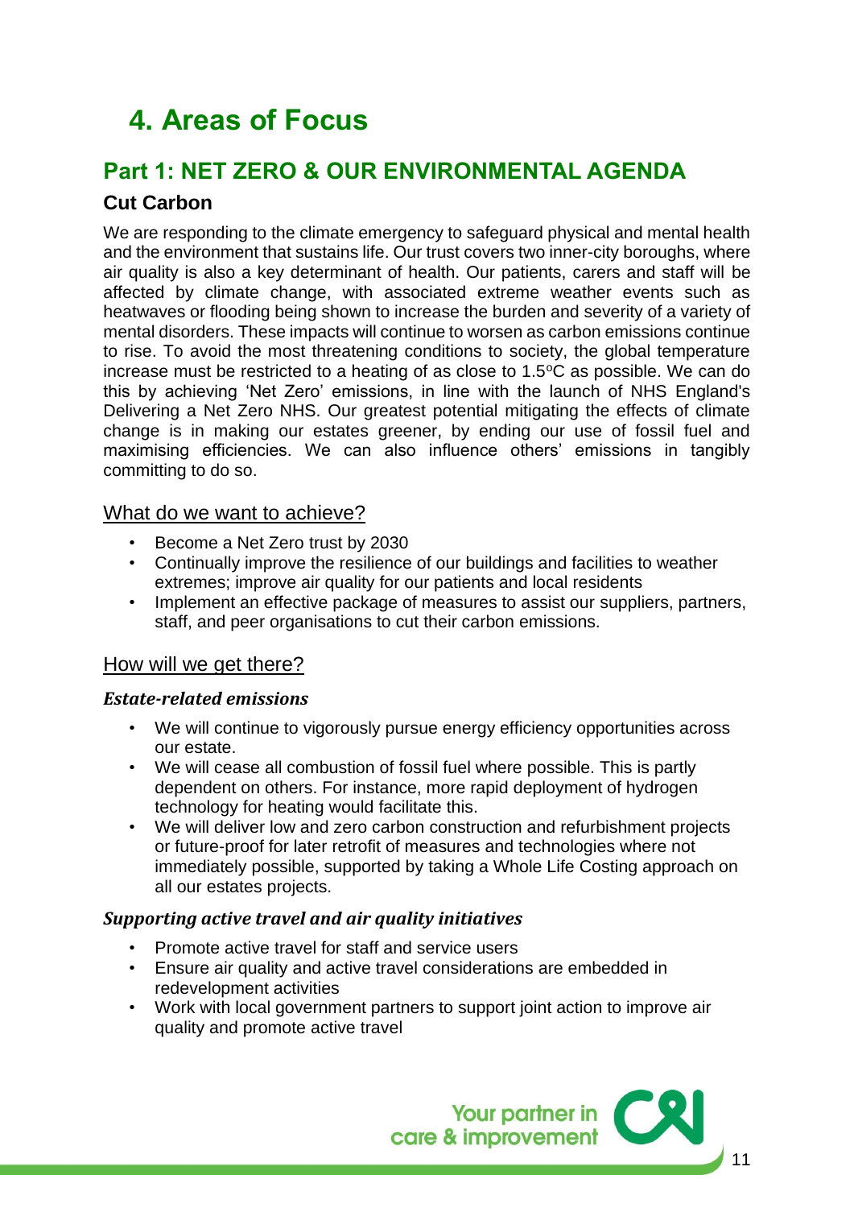# 4. Areas of Focus

## Part 1: NET ZERO & OUR ENVIRONMENTAL AGENDA

### Cut Carbon

We are responding to the climate emergency to safeguard physical and mental health and the environment that sustains life. Our trust covers two inner-city boroughs, where air quality is also a key determinant of health. Our patients, carers and staff will be affected by climate change, with associated extreme weather events such as heatwaves or flooding being shown to increase the burden and severity of a variety of mental disorders. These impacts will continue to worsen as carbon emissions continue to rise. To avoid the most threatening conditions to society, the global temperature increase must be restricted to a heating of as close to 1.5°C as possible. We can do this by achieving 'Net Zero' emissions, in line with the launch of NHS England's Delivering a Net Zero NHS. Our greatest potential mitigating the effects of climate change is in making our estates greener, by ending our use of fossil fuel and maximising efficiencies. We can also influence others' emissions in tangibly committing to do so.

#### What do we want to achieve?

- Become a Net Zero trust by 2030
- Continually improve the resilience of our buildings and facilities to weather extremes; improve air quality for our patients and local residents
- Implement an effective package of measures to assist our suppliers, partners, staff, and peer organisations to cut their carbon emissions.

#### How will we get there?

***Estate-related emissions***

- We will continue to vigorously pursue energy efficiency opportunities across our estate.
- We will cease all combustion of fossil fuel where possible. This is partly dependent on others. For instance, more rapid deployment of hydrogen technology for heating would facilitate this.
- We will deliver low and zero carbon construction and refurbishment projects or future-proof for later retrofit of measures and technologies where not immediately possible, supported by taking a Whole Life Costing approach on all our estates projects.

***Supporting active travel and air quality initiatives***

- Promote active travel for staff and service users
- Ensure air quality and active travel considerations are embedded in redevelopment activities
- Work with local government partners to support joint action to improve air quality and promote active travel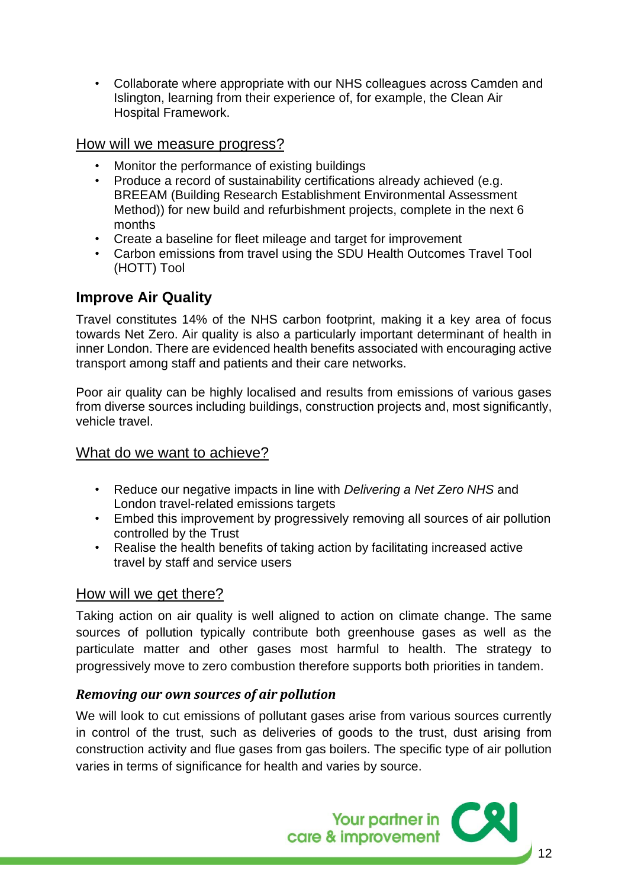- Collaborate where appropriate with our NHS colleagues across Camden and Islington, learning from their experience of, for example, the Clean Air Hospital Framework.

### How will we measure progress?

- Monitor the performance of existing buildings
- Produce a record of sustainability certifications already achieved (e.g. BREEAM (Building Research Establishment Environmental Assessment Method)) for new build and refurbishment projects, complete in the next 6 months
- Create a baseline for fleet mileage and target for improvement
- Carbon emissions from travel using the SDU Health Outcomes Travel Tool (HOTT) Tool

## Improve Air Quality

Travel constitutes 14% of the NHS carbon footprint, making it a key area of focus towards Net Zero. Air quality is also a particularly important determinant of health in inner London. There are evidenced health benefits associated with encouraging active transport among staff and patients and their care networks.

Poor air quality can be highly localised and results from emissions of various gases from diverse sources including buildings, construction projects and, most significantly, vehicle travel.

### What do we want to achieve?

- Reduce our negative impacts in line with *Delivering a Net Zero NHS* and London travel-related emissions targets
- Embed this improvement by progressively removing all sources of air pollution controlled by the Trust
- Realise the health benefits of taking action by facilitating increased active travel by staff and service users

### How will we get there?

Taking action on air quality is well aligned to action on climate change. The same sources of pollution typically contribute both greenhouse gases as well as the particulate matter and other gases most harmful to health. The strategy to progressively move to zero combustion therefore supports both priorities in tandem.

#### ***Removing our own sources of air pollution***

We will look to cut emissions of pollutant gases arise from various sources currently in control of the trust, such as deliveries of goods to the trust, dust arising from construction activity and flue gases from gas boilers. The specific type of air pollution varies in terms of significance for health and varies by source.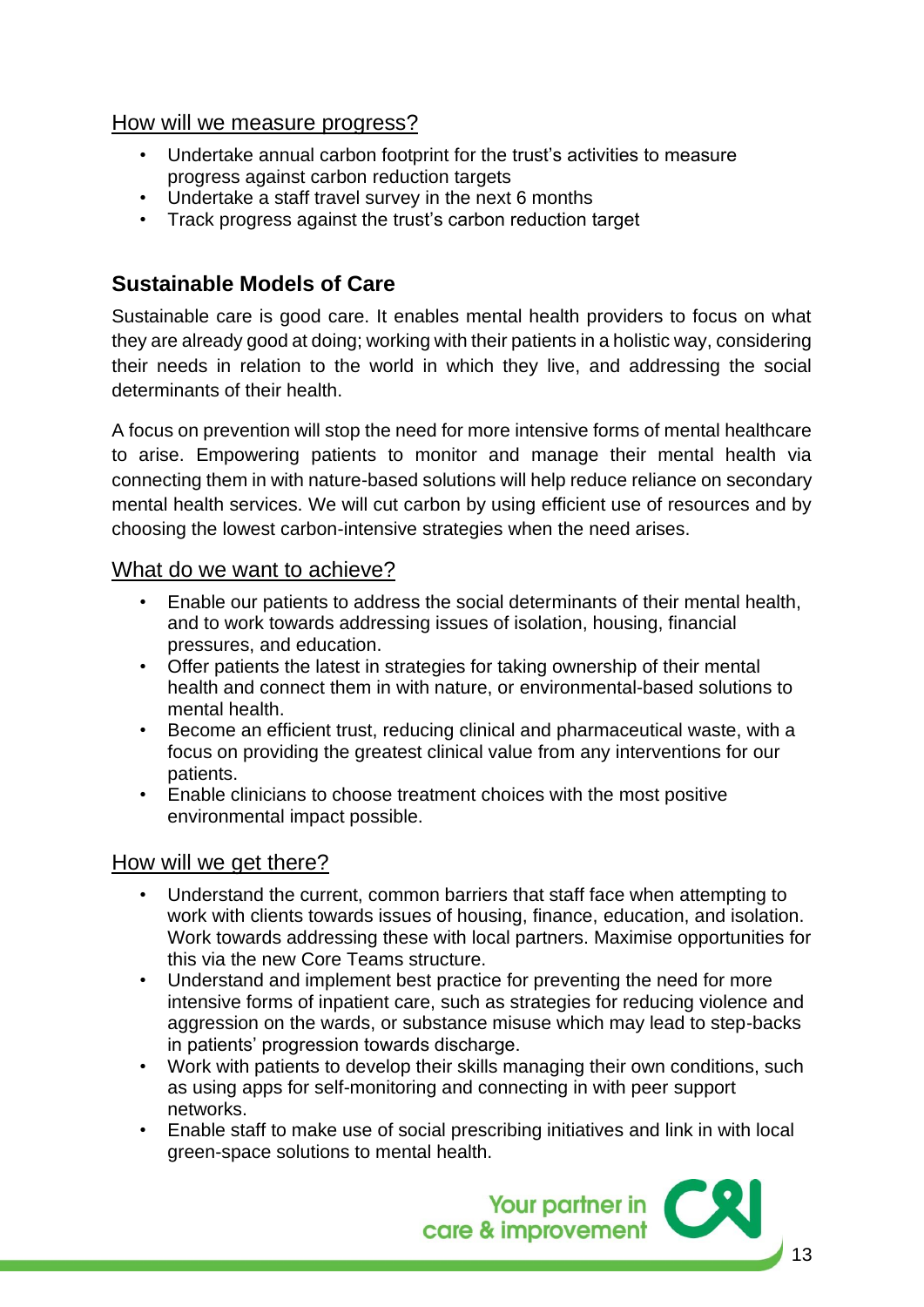How will we measure progress?

- Undertake annual carbon footprint for the trust's activities to measure progress against carbon reduction targets
- Undertake a staff travel survey in the next 6 months
- Track progress against the trust's carbon reduction target

## Sustainable Models of Care

Sustainable care is good care. It enables mental health providers to focus on what they are already good at doing; working with their patients in a holistic way, considering their needs in relation to the world in which they live, and addressing the social determinants of their health.

A focus on prevention will stop the need for more intensive forms of mental healthcare to arise. Empowering patients to monitor and manage their mental health via connecting them in with nature-based solutions will help reduce reliance on secondary mental health services. We will cut carbon by using efficient use of resources and by choosing the lowest carbon-intensive strategies when the need arises.

What do we want to achieve?

- Enable our patients to address the social determinants of their mental health, and to work towards addressing issues of isolation, housing, financial pressures, and education.
- Offer patients the latest in strategies for taking ownership of their mental health and connect them in with nature, or environmental-based solutions to mental health.
- Become an efficient trust, reducing clinical and pharmaceutical waste, with a focus on providing the greatest clinical value from any interventions for our patients.
- Enable clinicians to choose treatment choices with the most positive environmental impact possible.

How will we get there?

- Understand the current, common barriers that staff face when attempting to work with clients towards issues of housing, finance, education, and isolation. Work towards addressing these with local partners. Maximise opportunities for this via the new Core Teams structure.
- Understand and implement best practice for preventing the need for more intensive forms of inpatient care, such as strategies for reducing violence and aggression on the wards, or substance misuse which may lead to step-backs in patients' progression towards discharge.
- Work with patients to develop their skills managing their own conditions, such as using apps for self-monitoring and connecting in with peer support networks.
- Enable staff to make use of social prescribing initiatives and link in with local green-space solutions to mental health.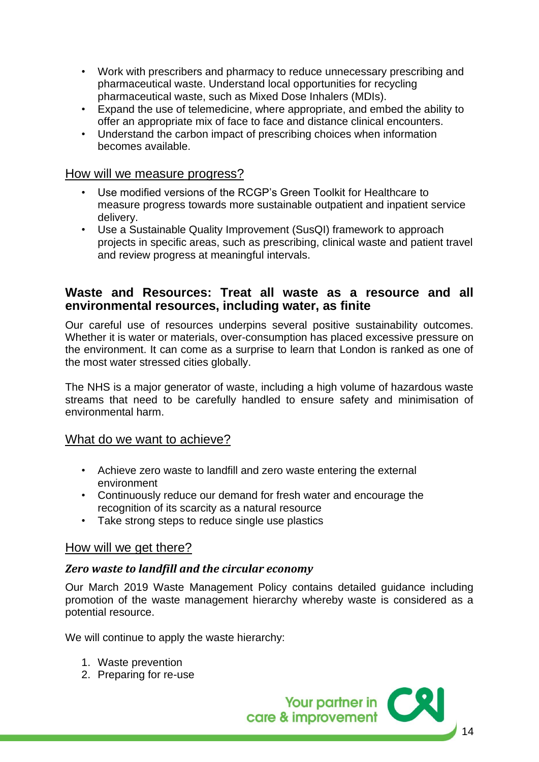- Work with prescribers and pharmacy to reduce unnecessary prescribing and pharmaceutical waste. Understand local opportunities for recycling pharmaceutical waste, such as Mixed Dose Inhalers (MDIs).
- Expand the use of telemedicine, where appropriate, and embed the ability to offer an appropriate mix of face to face and distance clinical encounters.
- Understand the carbon impact of prescribing choices when information becomes available.

### How will we measure progress?

- Use modified versions of the RCGP's Green Toolkit for Healthcare to measure progress towards more sustainable outpatient and inpatient service delivery.
- Use a Sustainable Quality Improvement (SusQI) framework to approach projects in specific areas, such as prescribing, clinical waste and patient travel and review progress at meaningful intervals.

## Waste and Resources: Treat all waste as a resource and all environmental resources, including water, as finite

Our careful use of resources underpins several positive sustainability outcomes. Whether it is water or materials, over-consumption has placed excessive pressure on the environment. It can come as a surprise to learn that London is ranked as one of the most water stressed cities globally.

The NHS is a major generator of waste, including a high volume of hazardous waste streams that need to be carefully handled to ensure safety and minimisation of environmental harm.

### What do we want to achieve?

- Achieve zero waste to landfill and zero waste entering the external environment
- Continuously reduce our demand for fresh water and encourage the recognition of its scarcity as a natural resource
- Take strong steps to reduce single use plastics

### How will we get there?

#### *Zero waste to landfill and the circular economy*

Our March 2019 Waste Management Policy contains detailed guidance including promotion of the waste management hierarchy whereby waste is considered as a potential resource.

We will continue to apply the waste hierarchy:

1. Waste prevention
2. Preparing for re-use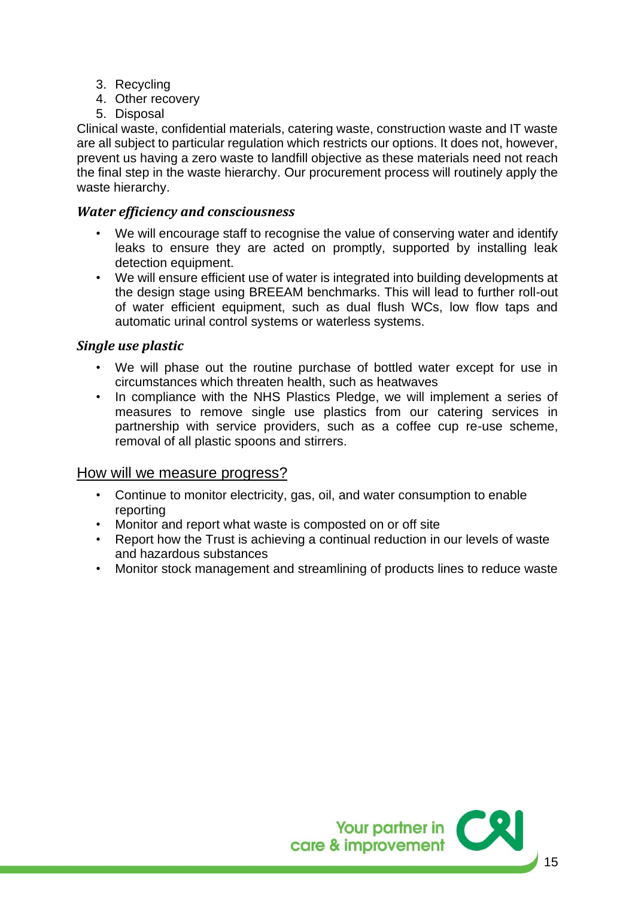3. Recycling
4. Other recovery
5. Disposal

Clinical waste, confidential materials, catering waste, construction waste and IT waste are all subject to particular regulation which restricts our options. It does not, however, prevent us having a zero waste to landfill objective as these materials need not reach the final step in the waste hierarchy. Our procurement process will routinely apply the waste hierarchy.

### *Water efficiency and consciousness*

- We will encourage staff to recognise the value of conserving water and identify leaks to ensure they are acted on promptly, supported by installing leak detection equipment.
- We will ensure efficient use of water is integrated into building developments at the design stage using BREEAM benchmarks. This will lead to further roll-out of water efficient equipment, such as dual flush WCs, low flow taps and automatic urinal control systems or waterless systems.

### *Single use plastic*

- We will phase out the routine purchase of bottled water except for use in circumstances which threaten health, such as heatwaves
- In compliance with the NHS Plastics Pledge, we will implement a series of measures to remove single use plastics from our catering services in partnership with service providers, such as a coffee cup re-use scheme, removal of all plastic spoons and stirrers.

## How will we measure progress?

- Continue to monitor electricity, gas, oil, and water consumption to enable reporting
- Monitor and report what waste is composted on or off site
- Report how the Trust is achieving a continual reduction in our levels of waste and hazardous substances
- Monitor stock management and streamlining of products lines to reduce waste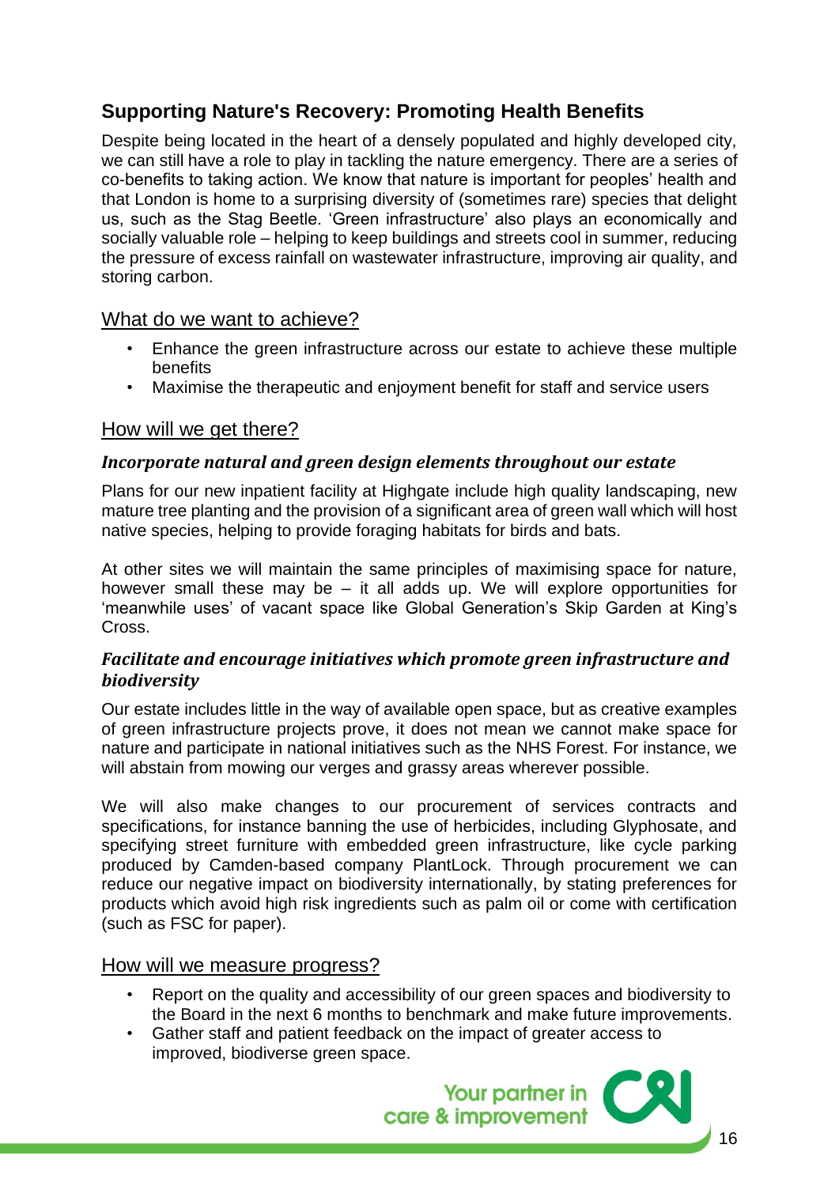## Supporting Nature's Recovery: Promoting Health Benefits

Despite being located in the heart of a densely populated and highly developed city, we can still have a role to play in tackling the nature emergency. There are a series of co-benefits to taking action. We know that nature is important for peoples' health and that London is home to a surprising diversity of (sometimes rare) species that delight us, such as the Stag Beetle. 'Green infrastructure' also plays an economically and socially valuable role – helping to keep buildings and streets cool in summer, reducing the pressure of excess rainfall on wastewater infrastructure, improving air quality, and storing carbon.

### What do we want to achieve?

- Enhance the green infrastructure across our estate to achieve these multiple benefits
- Maximise the therapeutic and enjoyment benefit for staff and service users

### How will we get there?

#### *Incorporate natural and green design elements throughout our estate*

Plans for our new inpatient facility at Highgate include high quality landscaping, new mature tree planting and the provision of a significant area of green wall which will host native species, helping to provide foraging habitats for birds and bats.

At other sites we will maintain the same principles of maximising space for nature, however small these may be – it all adds up. We will explore opportunities for 'meanwhile uses' of vacant space like Global Generation's Skip Garden at King's Cross.

#### *Facilitate and encourage initiatives which promote green infrastructure and biodiversity*

Our estate includes little in the way of available open space, but as creative examples of green infrastructure projects prove, it does not mean we cannot make space for nature and participate in national initiatives such as the NHS Forest. For instance, we will abstain from mowing our verges and grassy areas wherever possible.

We will also make changes to our procurement of services contracts and specifications, for instance banning the use of herbicides, including Glyphosate, and specifying street furniture with embedded green infrastructure, like cycle parking produced by Camden-based company PlantLock. Through procurement we can reduce our negative impact on biodiversity internationally, by stating preferences for products which avoid high risk ingredients such as palm oil or come with certification (such as FSC for paper).

### How will we measure progress?

- Report on the quality and accessibility of our green spaces and biodiversity to the Board in the next 6 months to benchmark and make future improvements.
- Gather staff and patient feedback on the impact of greater access to improved, biodiverse green space.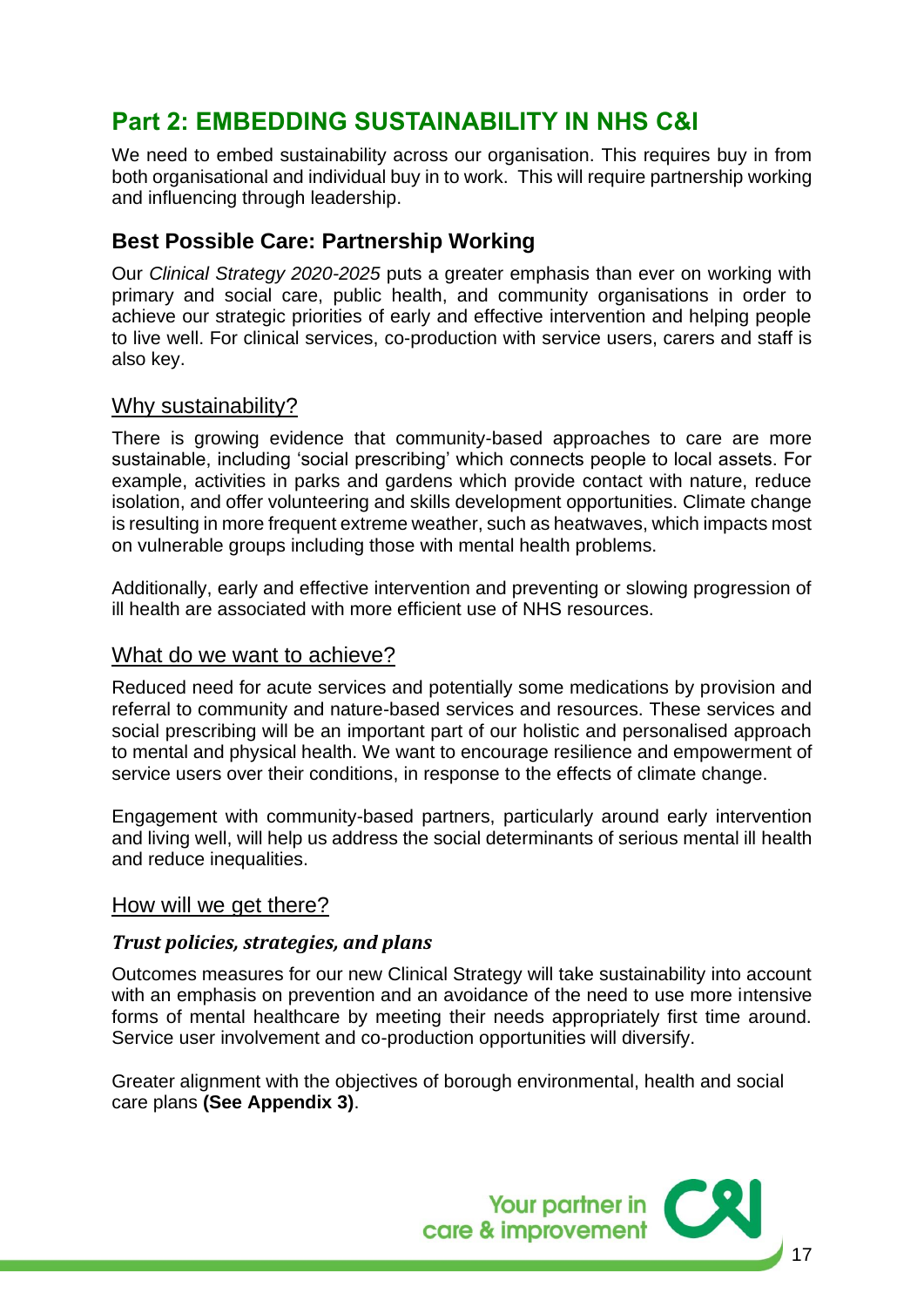## Part 2: EMBEDDING SUSTAINABILITY IN NHS C&I

We need to embed sustainability across our organisation. This requires buy in from both organisational and individual buy in to work. This will require partnership working and influencing through leadership.

### Best Possible Care: Partnership Working

Our *Clinical Strategy 2020-2025* puts a greater emphasis than ever on working with primary and social care, public health, and community organisations in order to achieve our strategic priorities of early and effective intervention and helping people to live well. For clinical services, co-production with service users, carers and staff is also key.

#### Why sustainability?

There is growing evidence that community-based approaches to care are more sustainable, including 'social prescribing' which connects people to local assets. For example, activities in parks and gardens which provide contact with nature, reduce isolation, and offer volunteering and skills development opportunities. Climate change is resulting in more frequent extreme weather, such as heatwaves, which impacts most on vulnerable groups including those with mental health problems.

Additionally, early and effective intervention and preventing or slowing progression of ill health are associated with more efficient use of NHS resources.

#### What do we want to achieve?

Reduced need for acute services and potentially some medications by provision and referral to community and nature-based services and resources. These services and social prescribing will be an important part of our holistic and personalised approach to mental and physical health. We want to encourage resilience and empowerment of service users over their conditions, in response to the effects of climate change.

Engagement with community-based partners, particularly around early intervention and living well, will help us address the social determinants of serious mental ill health and reduce inequalities.

#### How will we get there?

***Trust policies, strategies, and plans***

Outcomes measures for our new Clinical Strategy will take sustainability into account with an emphasis on prevention and an avoidance of the need to use more intensive forms of mental healthcare by meeting their needs appropriately first time around. Service user involvement and co-production opportunities will diversify.

Greater alignment with the objectives of borough environmental, health and social care plans **(See Appendix 3)**.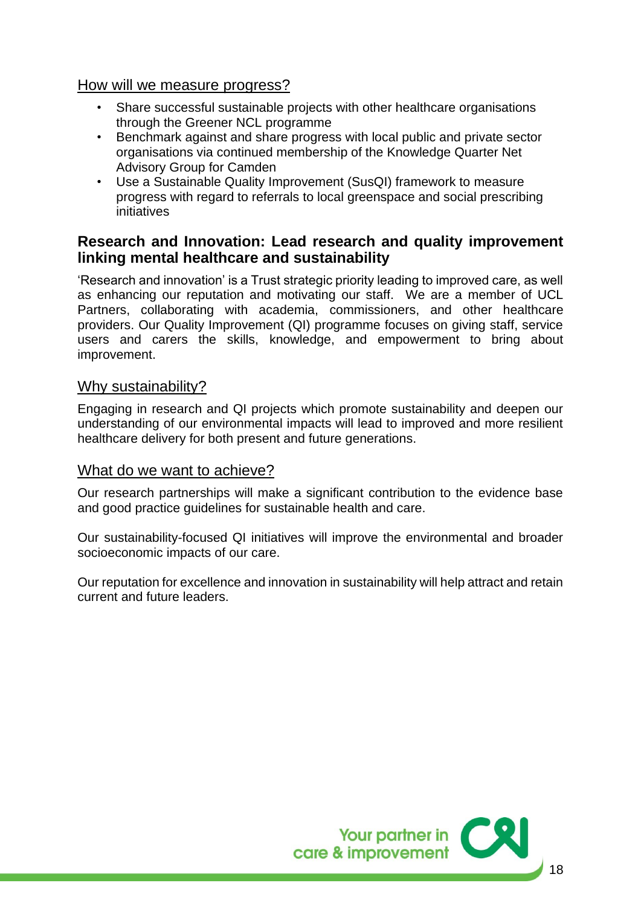### How will we measure progress?

- Share successful sustainable projects with other healthcare organisations through the Greener NCL programme
- Benchmark against and share progress with local public and private sector organisations via continued membership of the Knowledge Quarter Net Advisory Group for Camden
- Use a Sustainable Quality Improvement (SusQI) framework to measure progress with regard to referrals to local greenspace and social prescribing initiatives

## Research and Innovation: Lead research and quality improvement linking mental healthcare and sustainability

'Research and innovation' is a Trust strategic priority leading to improved care, as well as enhancing our reputation and motivating our staff. We are a member of UCL Partners, collaborating with academia, commissioners, and other healthcare providers. Our Quality Improvement (QI) programme focuses on giving staff, service users and carers the skills, knowledge, and empowerment to bring about improvement.

### Why sustainability?

Engaging in research and QI projects which promote sustainability and deepen our understanding of our environmental impacts will lead to improved and more resilient healthcare delivery for both present and future generations.

### What do we want to achieve?

Our research partnerships will make a significant contribution to the evidence base and good practice guidelines for sustainable health and care.

Our sustainability-focused QI initiatives will improve the environmental and broader socioeconomic impacts of our care.

Our reputation for excellence and innovation in sustainability will help attract and retain current and future leaders.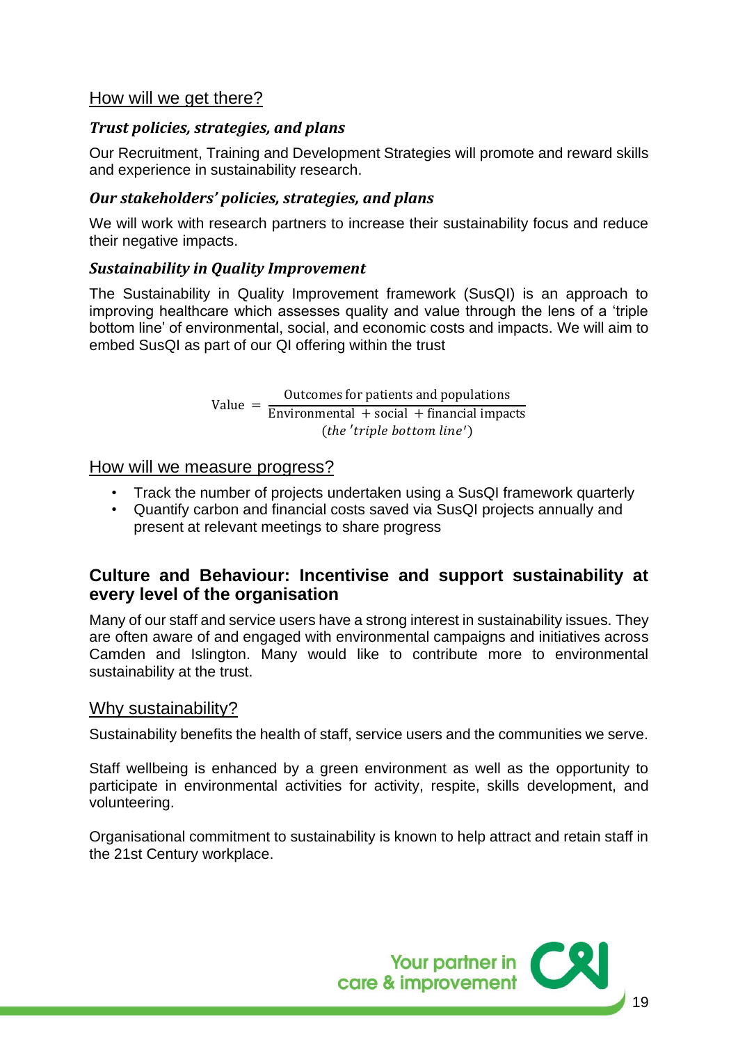## How will we get there?

### *Trust policies, strategies, and plans*

Our Recruitment, Training and Development Strategies will promote and reward skills and experience in sustainability research.

### *Our stakeholders' policies, strategies, and plans*

We will work with research partners to increase their sustainability focus and reduce their negative impacts.

### *Sustainability in Quality Improvement*

The Sustainability in Quality Improvement framework (SusQI) is an approach to improving healthcare which assesses quality and value through the lens of a 'triple bottom line' of environmental, social, and economic costs and impacts. We will aim to embed SusQI as part of our QI offering within the trust

$$\text{Value} = \frac{\text{Outcomes for patients and populations}}{\underset{(\textit{the 'triple bottom line'})}{\text{Environmental} + \text{social} + \text{financial impacts}}}$$

## How will we measure progress?

- Track the number of projects undertaken using a SusQI framework quarterly
- Quantify carbon and financial costs saved via SusQI projects annually and present at relevant meetings to share progress

# Culture and Behaviour: Incentivise and support sustainability at every level of the organisation

Many of our staff and service users have a strong interest in sustainability issues. They are often aware of and engaged with environmental campaigns and initiatives across Camden and Islington. Many would like to contribute more to environmental sustainability at the trust.

## Why sustainability?

Sustainability benefits the health of staff, service users and the communities we serve.

Staff wellbeing is enhanced by a green environment as well as the opportunity to participate in environmental activities for activity, respite, skills development, and volunteering.

Organisational commitment to sustainability is known to help attract and retain staff in the 21st Century workplace.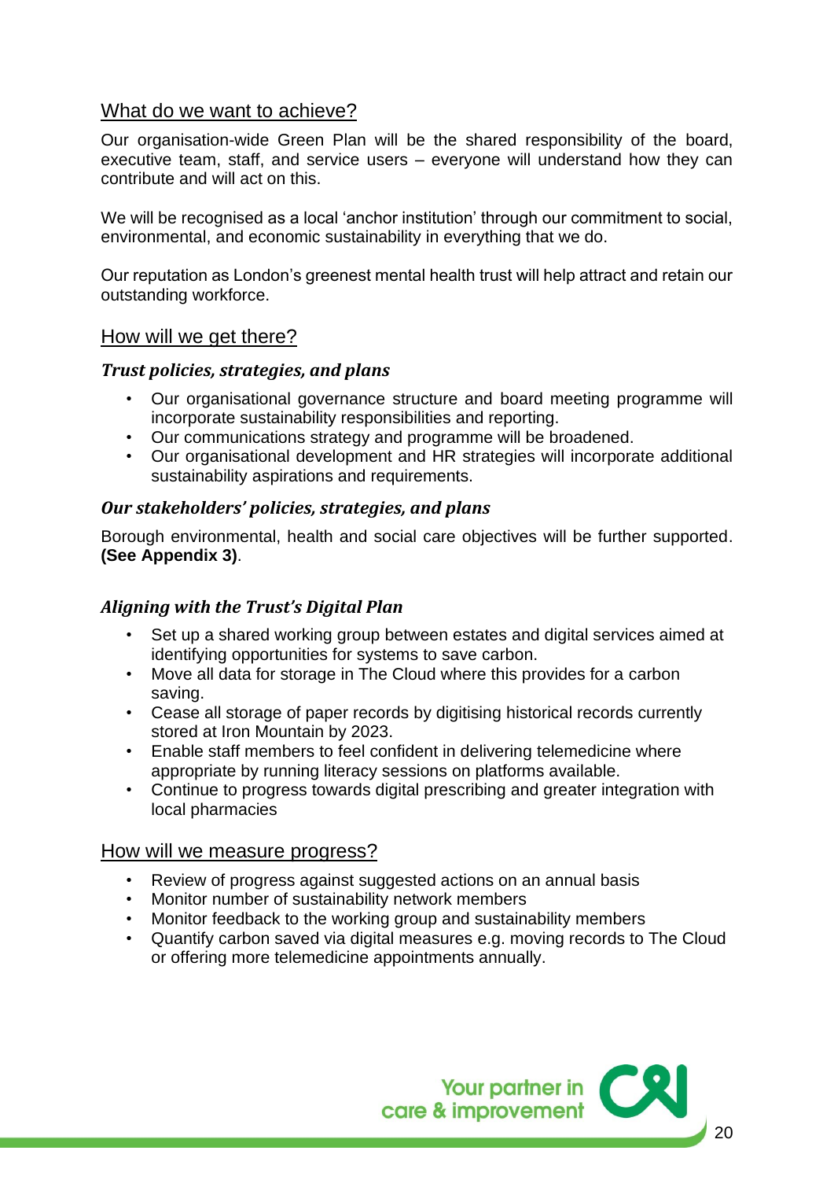## What do we want to achieve?

Our organisation-wide Green Plan will be the shared responsibility of the board, executive team, staff, and service users – everyone will understand how they can contribute and will act on this.

We will be recognised as a local 'anchor institution' through our commitment to social, environmental, and economic sustainability in everything that we do.

Our reputation as London's greenest mental health trust will help attract and retain our outstanding workforce.

## How will we get there?

### *Trust policies, strategies, and plans*

- Our organisational governance structure and board meeting programme will incorporate sustainability responsibilities and reporting.
- Our communications strategy and programme will be broadened.
- Our organisational development and HR strategies will incorporate additional sustainability aspirations and requirements.

### *Our stakeholders' policies, strategies, and plans*

Borough environmental, health and social care objectives will be further supported. **(See Appendix 3)**.

### *Aligning with the Trust's Digital Plan*

- Set up a shared working group between estates and digital services aimed at identifying opportunities for systems to save carbon.
- Move all data for storage in The Cloud where this provides for a carbon saving.
- Cease all storage of paper records by digitising historical records currently stored at Iron Mountain by 2023.
- Enable staff members to feel confident in delivering telemedicine where appropriate by running literacy sessions on platforms available.
- Continue to progress towards digital prescribing and greater integration with local pharmacies

## How will we measure progress?

- Review of progress against suggested actions on an annual basis
- Monitor number of sustainability network members
- Monitor feedback to the working group and sustainability members
- Quantify carbon saved via digital measures e.g. moving records to The Cloud or offering more telemedicine appointments annually.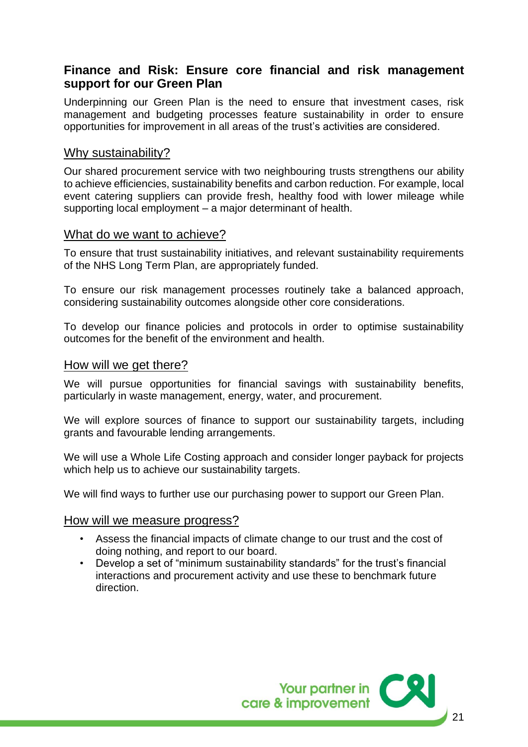## Finance and Risk: Ensure core financial and risk management support for our Green Plan

Underpinning our Green Plan is the need to ensure that investment cases, risk management and budgeting processes feature sustainability in order to ensure opportunities for improvement in all areas of the trust's activities are considered.

### Why sustainability?

Our shared procurement service with two neighbouring trusts strengthens our ability to achieve efficiencies, sustainability benefits and carbon reduction. For example, local event catering suppliers can provide fresh, healthy food with lower mileage while supporting local employment – a major determinant of health.

### What do we want to achieve?

To ensure that trust sustainability initiatives, and relevant sustainability requirements of the NHS Long Term Plan, are appropriately funded.

To ensure our risk management processes routinely take a balanced approach, considering sustainability outcomes alongside other core considerations.

To develop our finance policies and protocols in order to optimise sustainability outcomes for the benefit of the environment and health.

### How will we get there?

We will pursue opportunities for financial savings with sustainability benefits, particularly in waste management, energy, water, and procurement.

We will explore sources of finance to support our sustainability targets, including grants and favourable lending arrangements.

We will use a Whole Life Costing approach and consider longer payback for projects which help us to achieve our sustainability targets.

We will find ways to further use our purchasing power to support our Green Plan.

### How will we measure progress?

- Assess the financial impacts of climate change to our trust and the cost of doing nothing, and report to our board.
- Develop a set of "minimum sustainability standards" for the trust's financial interactions and procurement activity and use these to benchmark future direction.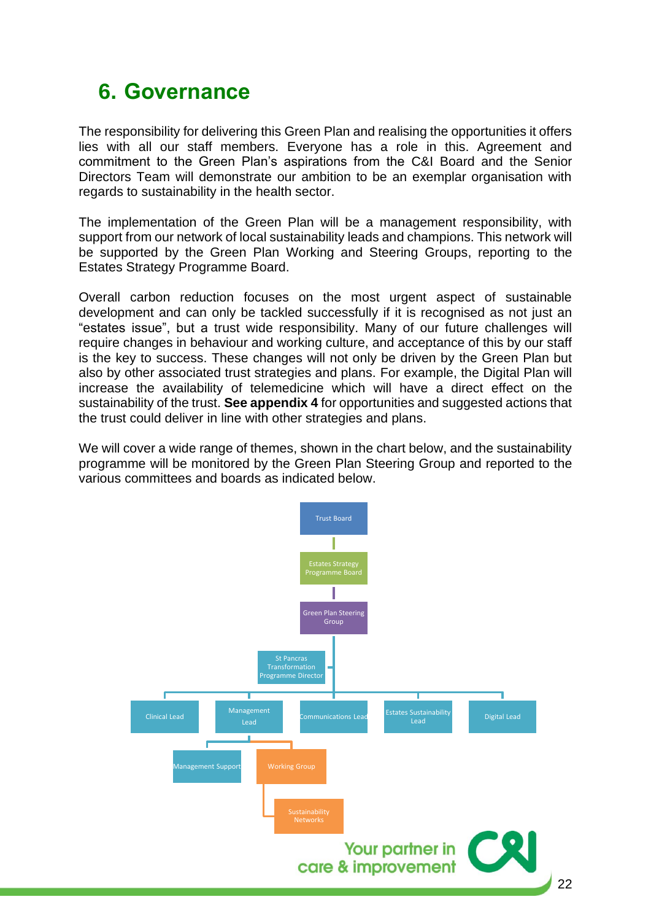## 6. Governance

The responsibility for delivering this Green Plan and realising the opportunities it offers lies with all our staff members. Everyone has a role in this. Agreement and commitment to the Green Plan's aspirations from the C&I Board and the Senior Directors Team will demonstrate our ambition to be an exemplar organisation with regards to sustainability in the health sector.

The implementation of the Green Plan will be a management responsibility, with support from our network of local sustainability leads and champions. This network will be supported by the Green Plan Working and Steering Groups, reporting to the Estates Strategy Programme Board.

Overall carbon reduction focuses on the most urgent aspect of sustainable development and can only be tackled successfully if it is recognised as not just an "estates issue", but a trust wide responsibility. Many of our future challenges will require changes in behaviour and working culture, and acceptance of this by our staff is the key to success. These changes will not only be driven by the Green Plan but also by other associated trust strategies and plans. For example, the Digital Plan will increase the availability of telemedicine which will have a direct effect on the sustainability of the trust. **See appendix 4** for opportunities and suggested actions that the trust could deliver in line with other strategies and plans.

We will cover a wide range of themes, shown in the chart below, and the sustainability programme will be monitored by the Green Plan Steering Group and reported to the various committees and boards as indicated below.

- Trust Board
  - Estates Strategy Programme Board
    - Green Plan Steering Group
      - St Pancras Transformation Programme Director
      - Clinical Lead
      - Management Lead
        - Management Support
        - Working Group
          - Sustainability Networks
      - Communications Lead
      - Estates Sustainability Lead
      - Digital Lead

Your partner in care & improvement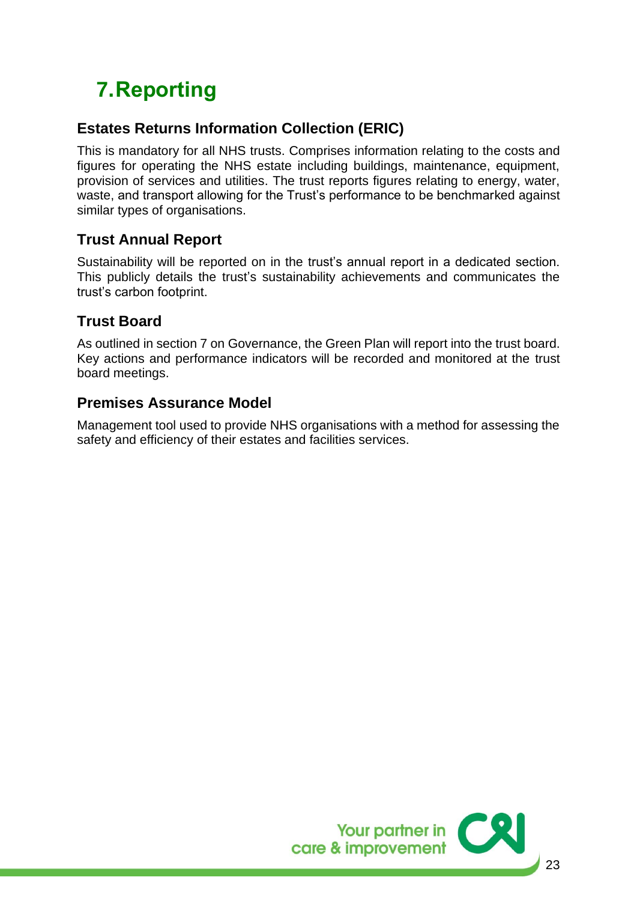# 7. Reporting

## Estates Returns Information Collection (ERIC)

This is mandatory for all NHS trusts. Comprises information relating to the costs and figures for operating the NHS estate including buildings, maintenance, equipment, provision of services and utilities. The trust reports figures relating to energy, water, waste, and transport allowing for the Trust's performance to be benchmarked against similar types of organisations.

## Trust Annual Report

Sustainability will be reported on in the trust's annual report in a dedicated section. This publicly details the trust's sustainability achievements and communicates the trust's carbon footprint.

## Trust Board

As outlined in section 7 on Governance, the Green Plan will report into the trust board. Key actions and performance indicators will be recorded and monitored at the trust board meetings.

## Premises Assurance Model

Management tool used to provide NHS organisations with a method for assessing the safety and efficiency of their estates and facilities services.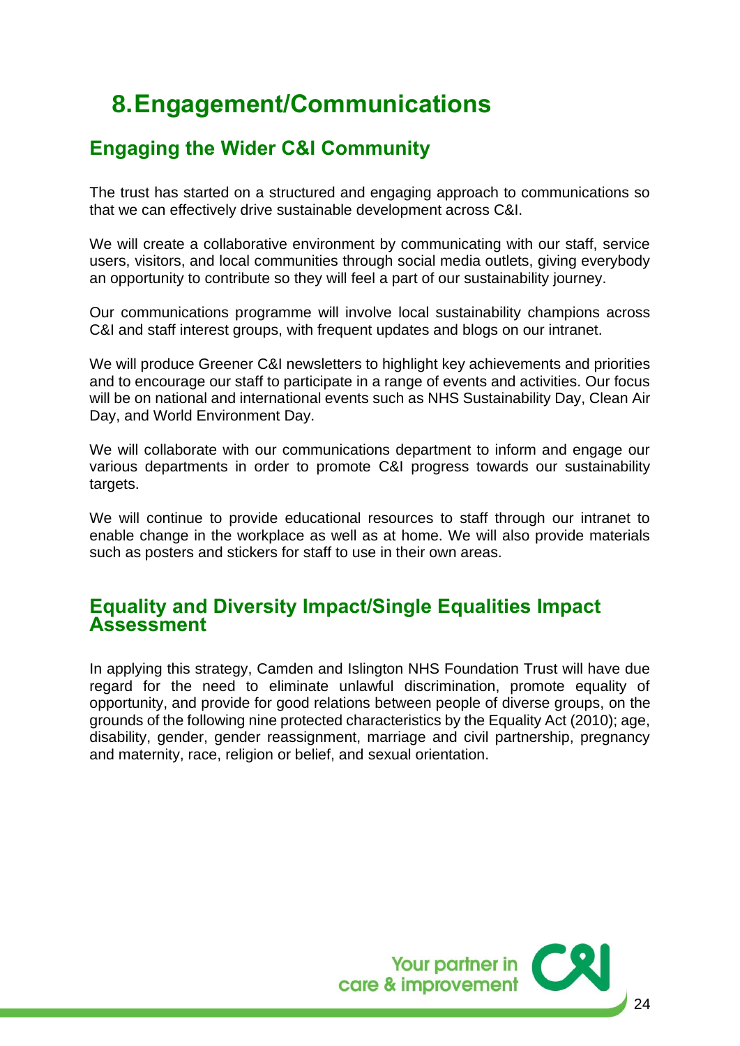# 8. Engagement/Communications

## Engaging the Wider C&I Community

The trust has started on a structured and engaging approach to communications so that we can effectively drive sustainable development across C&I.

We will create a collaborative environment by communicating with our staff, service users, visitors, and local communities through social media outlets, giving everybody an opportunity to contribute so they will feel a part of our sustainability journey.

Our communications programme will involve local sustainability champions across C&I and staff interest groups, with frequent updates and blogs on our intranet.

We will produce Greener C&I newsletters to highlight key achievements and priorities and to encourage our staff to participate in a range of events and activities. Our focus will be on national and international events such as NHS Sustainability Day, Clean Air Day, and World Environment Day.

We will collaborate with our communications department to inform and engage our various departments in order to promote C&I progress towards our sustainability targets.

We will continue to provide educational resources to staff through our intranet to enable change in the workplace as well as at home. We will also provide materials such as posters and stickers for staff to use in their own areas.

## Equality and Diversity Impact/Single Equalities Impact Assessment

In applying this strategy, Camden and Islington NHS Foundation Trust will have due regard for the need to eliminate unlawful discrimination, promote equality of opportunity, and provide for good relations between people of diverse groups, on the grounds of the following nine protected characteristics by the Equality Act (2010); age, disability, gender, gender reassignment, marriage and civil partnership, pregnancy and maternity, race, religion or belief, and sexual orientation.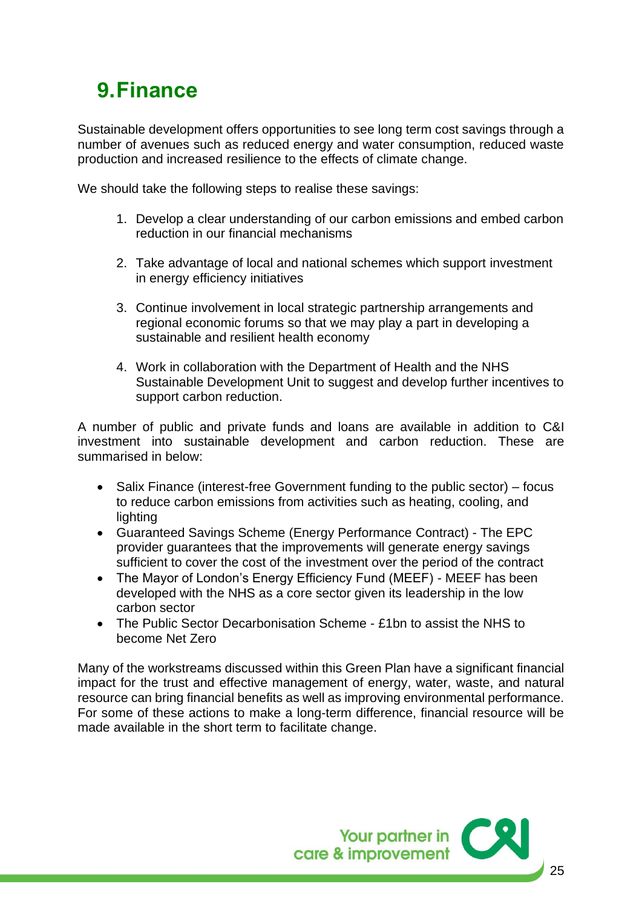# 9. Finance

Sustainable development offers opportunities to see long term cost savings through a number of avenues such as reduced energy and water consumption, reduced waste production and increased resilience to the effects of climate change.

We should take the following steps to realise these savings:

1. Develop a clear understanding of our carbon emissions and embed carbon reduction in our financial mechanisms
2. Take advantage of local and national schemes which support investment in energy efficiency initiatives
3. Continue involvement in local strategic partnership arrangements and regional economic forums so that we may play a part in developing a sustainable and resilient health economy
4. Work in collaboration with the Department of Health and the NHS Sustainable Development Unit to suggest and develop further incentives to support carbon reduction.

A number of public and private funds and loans are available in addition to C&I investment into sustainable development and carbon reduction. These are summarised in below:

- Salix Finance (interest-free Government funding to the public sector) – focus to reduce carbon emissions from activities such as heating, cooling, and lighting
- Guaranteed Savings Scheme (Energy Performance Contract) - The EPC provider guarantees that the improvements will generate energy savings sufficient to cover the cost of the investment over the period of the contract
- The Mayor of London's Energy Efficiency Fund (MEEF) - MEEF has been developed with the NHS as a core sector given its leadership in the low carbon sector
- The Public Sector Decarbonisation Scheme - £1bn to assist the NHS to become Net Zero

Many of the workstreams discussed within this Green Plan have a significant financial impact for the trust and effective management of energy, water, waste, and natural resource can bring financial benefits as well as improving environmental performance. For some of these actions to make a long-term difference, financial resource will be made available in the short term to facilitate change.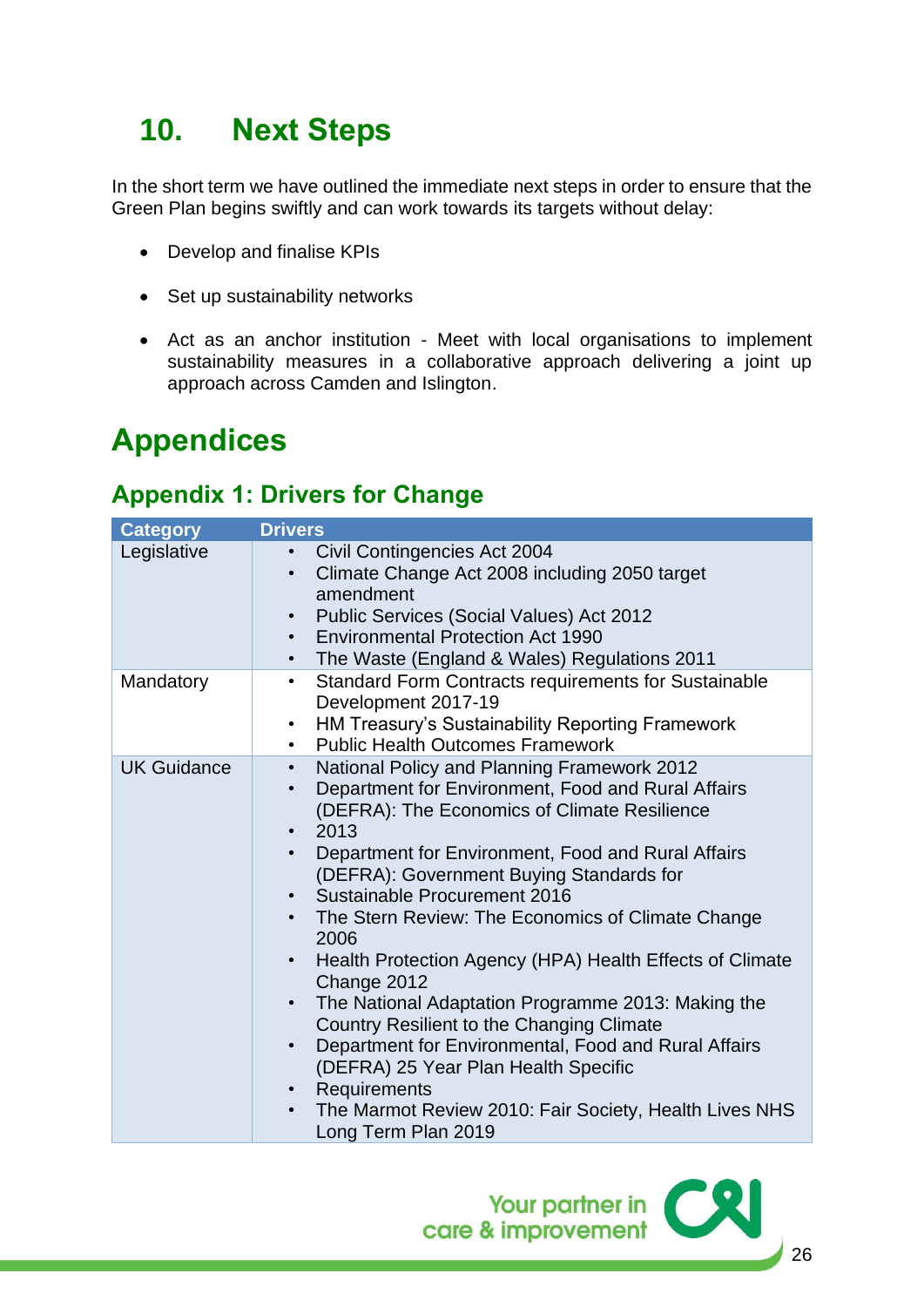## 10. Next Steps

In the short term we have outlined the immediate next steps in order to ensure that the Green Plan begins swiftly and can work towards its targets without delay:

- Develop and finalise KPIs
- Set up sustainability networks
- Act as an anchor institution - Meet with local organisations to implement sustainability measures in a collaborative approach delivering a joint up approach across Camden and Islington.

# Appendices

## Appendix 1: Drivers for Change

| Category | Drivers |
|---|---|
| Legislative | • Civil Contingencies Act 2004<br>• Climate Change Act 2008 including 2050 target amendment<br>• Public Services (Social Values) Act 2012<br>• Environmental Protection Act 1990<br>• The Waste (England & Wales) Regulations 2011 |
| Mandatory | • Standard Form Contracts requirements for Sustainable Development 2017-19<br>• HM Treasury's Sustainability Reporting Framework<br>• Public Health Outcomes Framework |
| UK Guidance | • National Policy and Planning Framework 2012<br>• Department for Environment, Food and Rural Affairs (DEFRA): The Economics of Climate Resilience<br>• 2013<br>• Department for Environment, Food and Rural Affairs (DEFRA): Government Buying Standards for<br>• Sustainable Procurement 2016<br>• The Stern Review: The Economics of Climate Change 2006<br>• Health Protection Agency (HPA) Health Effects of Climate Change 2012<br>• The National Adaptation Programme 2013: Making the Country Resilient to the Changing Climate<br>• Department for Environmental, Food and Rural Affairs (DEFRA) 25 Year Plan Health Specific<br>• Requirements<br>• The Marmot Review 2010: Fair Society, Health Lives NHS Long Term Plan 2019 |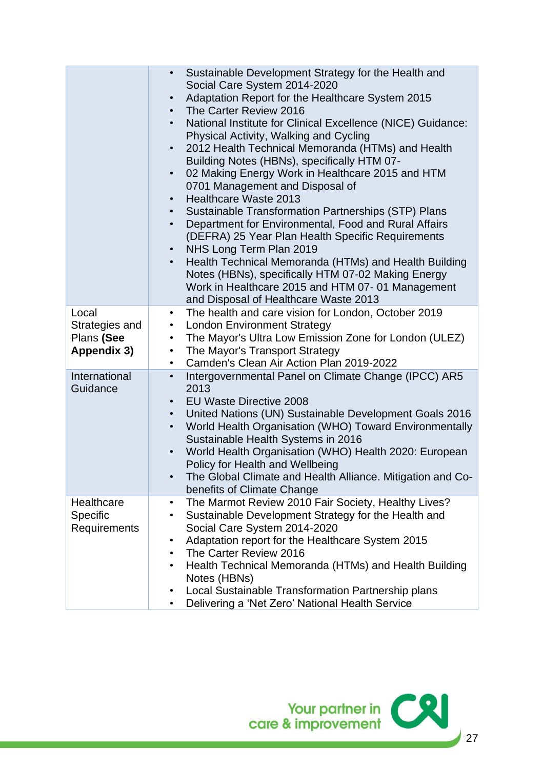| | |
|---|---|
| | • Sustainable Development Strategy for the Health and Social Care System 2014-2020<br>• Adaptation Report for the Healthcare System 2015<br>• The Carter Review 2016<br>• National Institute for Clinical Excellence (NICE) Guidance: Physical Activity, Walking and Cycling<br>• 2012 Health Technical Memoranda (HTMs) and Health Building Notes (HBNs), specifically HTM 07-<br>• 02 Making Energy Work in Healthcare 2015 and HTM 0701 Management and Disposal of<br>• Healthcare Waste 2013<br>• Sustainable Transformation Partnerships (STP) Plans<br>• Department for Environmental, Food and Rural Affairs (DEFRA) 25 Year Plan Health Specific Requirements<br>• NHS Long Term Plan 2019<br>• Health Technical Memoranda (HTMs) and Health Building Notes (HBNs), specifically HTM 07-02 Making Energy Work in Healthcare 2015 and HTM 07- 01 Management and Disposal of Healthcare Waste 2013 |
| Local Strategies and Plans **(See Appendix 3)** | • The health and care vision for London, October 2019<br>• London Environment Strategy<br>• The Mayor's Ultra Low Emission Zone for London (ULEZ)<br>• The Mayor's Transport Strategy<br>• Camden's Clean Air Action Plan 2019-2022 |
| International Guidance | • Intergovernmental Panel on Climate Change (IPCC) AR5 2013<br>• EU Waste Directive 2008<br>• United Nations (UN) Sustainable Development Goals 2016<br>• World Health Organisation (WHO) Toward Environmentally Sustainable Health Systems in 2016<br>• World Health Organisation (WHO) Health 2020: European Policy for Health and Wellbeing<br>• The Global Climate and Health Alliance. Mitigation and Co-benefits of Climate Change |
| Healthcare Specific Requirements | • The Marmot Review 2010 Fair Society, Healthy Lives?<br>• Sustainable Development Strategy for the Health and Social Care System 2014-2020<br>• Adaptation report for the Healthcare System 2015<br>• The Carter Review 2016<br>• Health Technical Memoranda (HTMs) and Health Building Notes (HBNs)<br>• Local Sustainable Transformation Partnership plans<br>• Delivering a 'Net Zero' National Health Service |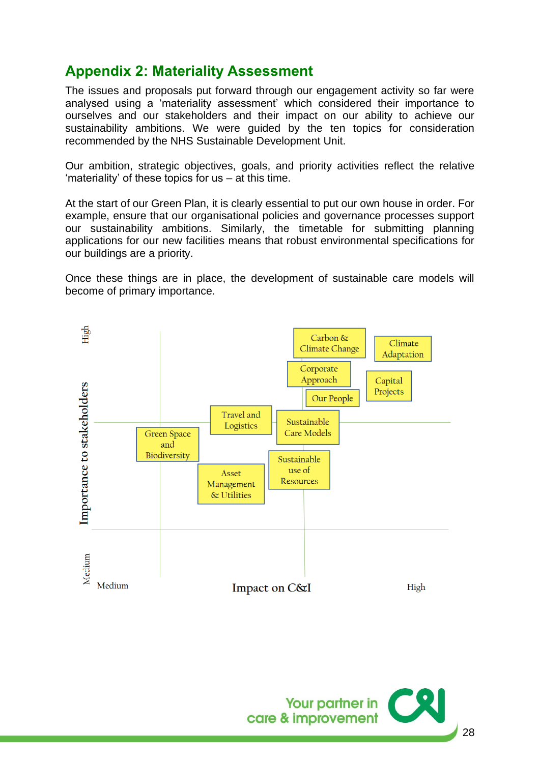## Appendix 2: Materiality Assessment

The issues and proposals put forward through our engagement activity so far were analysed using a 'materiality assessment' which considered their importance to ourselves and our stakeholders and their impact on our ability to achieve our sustainability ambitions. We were guided by the ten topics for consideration recommended by the NHS Sustainable Development Unit.

Our ambition, strategic objectives, goals, and priority activities reflect the relative 'materiality' of these topics for us – at this time.

At the start of our Green Plan, it is clearly essential to put our own house in order. For example, ensure that our organisational policies and governance processes support our sustainability ambitions. Similarly, the timetable for submitting planning applications for our new facilities means that robust environmental specifications for our buildings are a priority.

Once these things are in place, the development of sustainable care models will become of primary importance.

Importance to stakeholders (Medium – High)

Impact on C&I (Medium – High)

- Carbon & Climate Change
- Climate Adaptation
- Corporate Approach
- Capital Projects
- Our People
- Travel and Logistics
- Sustainable Care Models
- Green Space and Biodiversity
- Sustainable use of Resources
- Asset Management & Utilities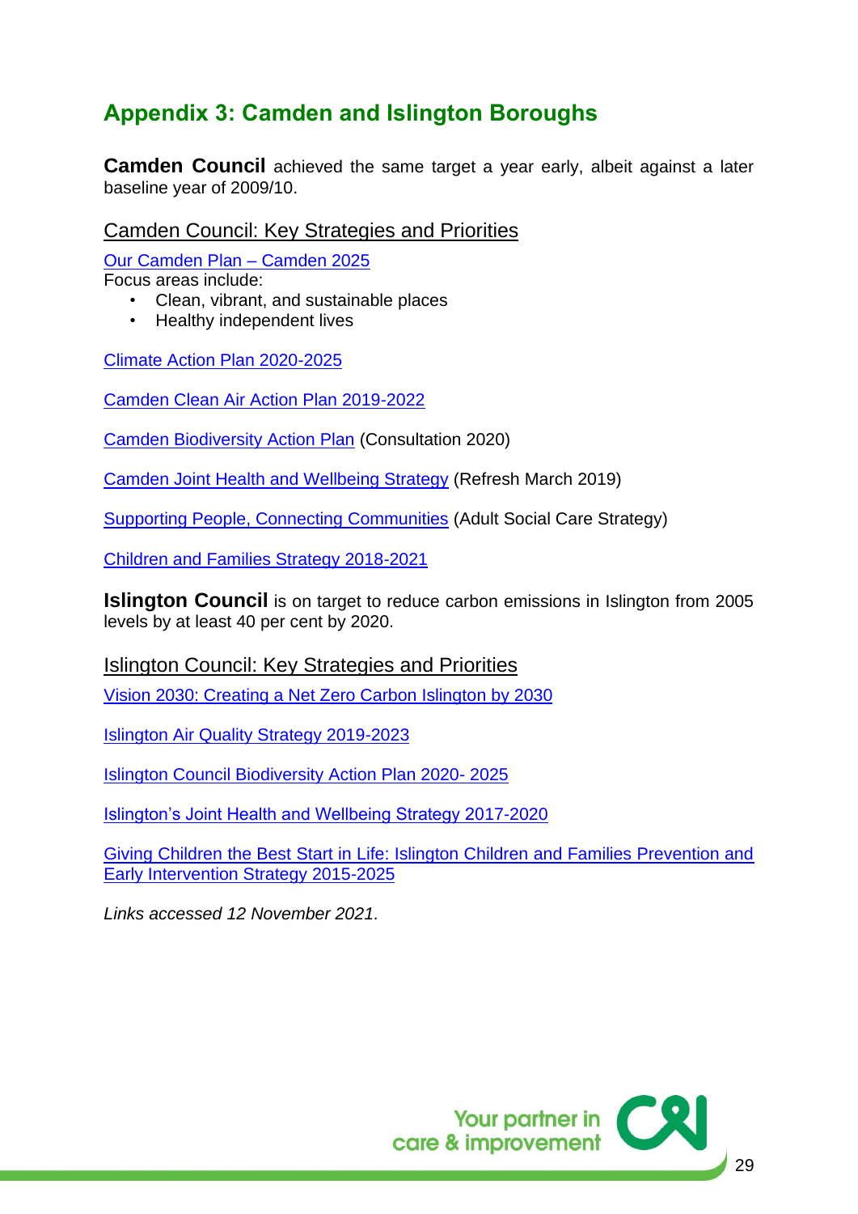## Appendix 3: Camden and Islington Boroughs

**Camden Council** achieved the same target a year early, albeit against a later baseline year of 2009/10.

### Camden Council: Key Strategies and Priorities

Our Camden Plan – Camden 2025

Focus areas include:

- Clean, vibrant, and sustainable places
- Healthy independent lives

Climate Action Plan 2020-2025

Camden Clean Air Action Plan 2019-2022

Camden Biodiversity Action Plan (Consultation 2020)

Camden Joint Health and Wellbeing Strategy (Refresh March 2019)

Supporting People, Connecting Communities (Adult Social Care Strategy)

Children and Families Strategy 2018-2021

**Islington Council** is on target to reduce carbon emissions in Islington from 2005 levels by at least 40 per cent by 2020.

### Islington Council: Key Strategies and Priorities

Vision 2030: Creating a Net Zero Carbon Islington by 2030

Islington Air Quality Strategy 2019-2023

Islington Council Biodiversity Action Plan 2020- 2025

Islington's Joint Health and Wellbeing Strategy 2017-2020

Giving Children the Best Start in Life: Islington Children and Families Prevention and Early Intervention Strategy 2015-2025

*Links accessed 12 November 2021.*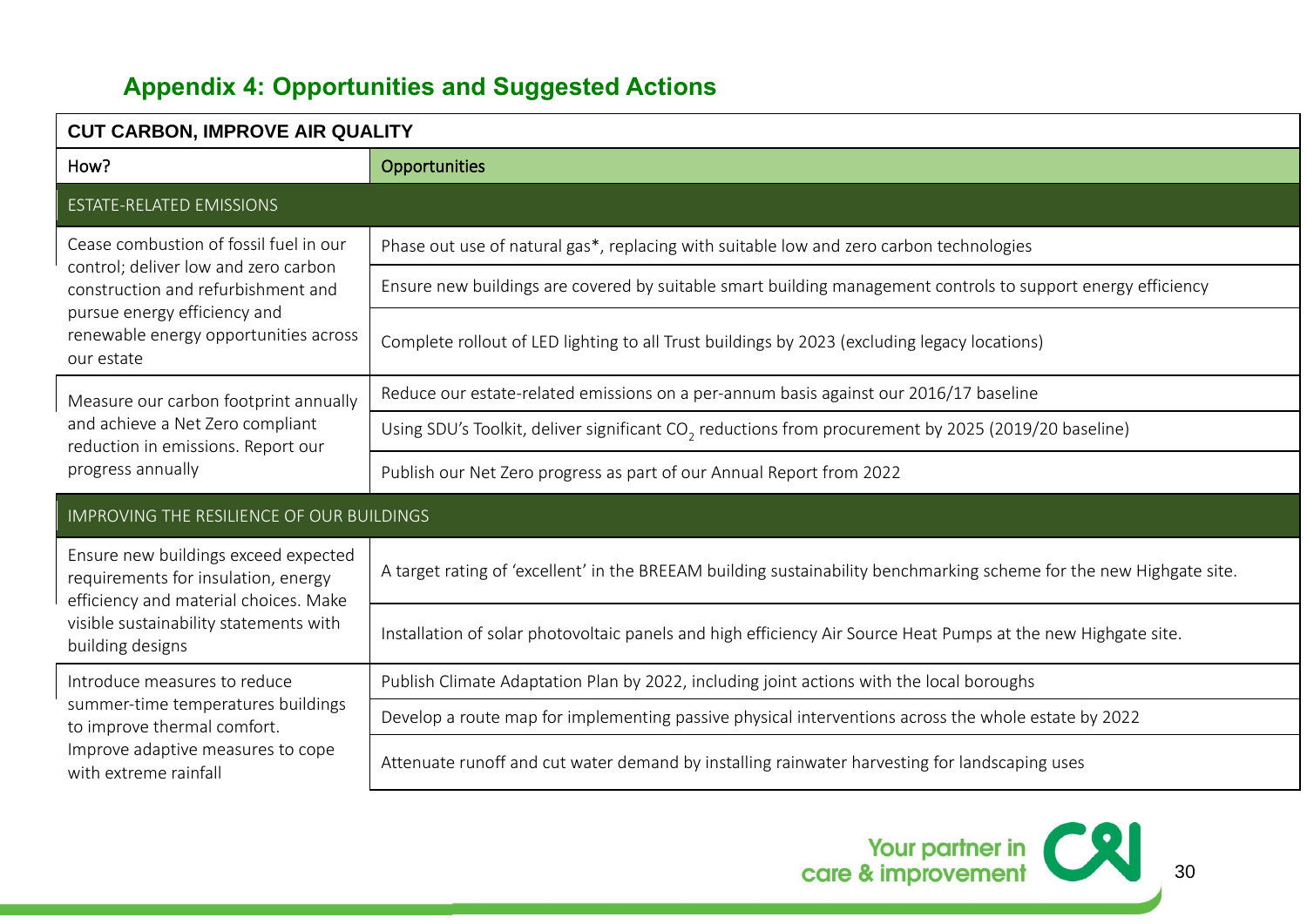## Appendix 4: Opportunities and Suggested Actions

| CUT CARBON, IMPROVE AIR QUALITY | |
|---|---|
| **How?** | **Opportunities** |
| ESTATE-RELATED EMISSIONS | |
| Cease combustion of fossil fuel in our control; deliver low and zero carbon construction and refurbishment and pursue energy efficiency and renewable energy opportunities across our estate | Phase out use of natural gas*, replacing with suitable low and zero carbon technologies |
| | Ensure new buildings are covered by suitable smart building management controls to support energy efficiency |
| | Complete rollout of LED lighting to all Trust buildings by 2023 (excluding legacy locations) |
| Measure our carbon footprint annually and achieve a Net Zero compliant reduction in emissions. Report our progress annually | Reduce our estate-related emissions on a per-annum basis against our 2016/17 baseline |
| | Using SDU's Toolkit, deliver significant $CO_2$ reductions from procurement by 2025 (2019/20 baseline) |
| | Publish our Net Zero progress as part of our Annual Report from 2022 |
| IMPROVING THE RESILIENCE OF OUR BUILDINGS | |
| Ensure new buildings exceed expected requirements for insulation, energy efficiency and material choices. Make visible sustainability statements with building designs | A target rating of 'excellent' in the BREEAM building sustainability benchmarking scheme for the new Highgate site. |
| | Installation of solar photovoltaic panels and high efficiency Air Source Heat Pumps at the new Highgate site. |
| Introduce measures to reduce summer-time temperatures buildings to improve thermal comfort. Improve adaptive measures to cope with extreme rainfall | Publish Climate Adaptation Plan by 2022, including joint actions with the local boroughs |
| | Develop a route map for implementing passive physical interventions across the whole estate by 2022 |
| | Attenuate runoff and cut water demand by installing rainwater harvesting for landscaping uses |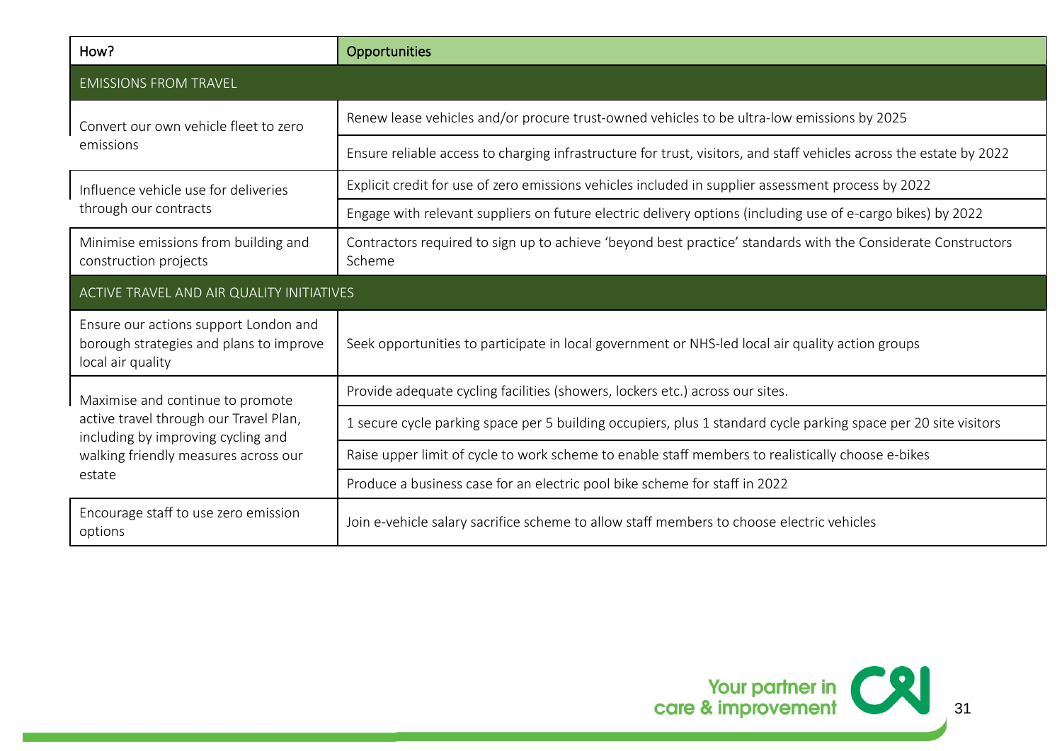| How? | Opportunities |
|---|---|
| EMISSIONS FROM TRAVEL | |
| Convert our own vehicle fleet to zero emissions | Renew lease vehicles and/or procure trust-owned vehicles to be ultra-low emissions by 2025 |
| | Ensure reliable access to charging infrastructure for trust, visitors, and staff vehicles across the estate by 2022 |
| Influence vehicle use for deliveries through our contracts | Explicit credit for use of zero emissions vehicles included in supplier assessment process by 2022 |
| | Engage with relevant suppliers on future electric delivery options (including use of e-cargo bikes) by 2022 |
| Minimise emissions from building and construction projects | Contractors required to sign up to achieve 'beyond best practice' standards with the Considerate Constructors Scheme |
| ACTIVE TRAVEL AND AIR QUALITY INITIATIVES | |
| Ensure our actions support London and borough strategies and plans to improve local air quality | Seek opportunities to participate in local government or NHS-led local air quality action groups |
| Maximise and continue to promote active travel through our Travel Plan, including by improving cycling and walking friendly measures across our estate | Provide adequate cycling facilities (showers, lockers etc.) across our sites. |
| | 1 secure cycle parking space per 5 building occupiers, plus 1 standard cycle parking space per 20 site visitors |
| | Raise upper limit of cycle to work scheme to enable staff members to realistically choose e-bikes |
| | Produce a business case for an electric pool bike scheme for staff in 2022 |
| Encourage staff to use zero emission options | Join e-vehicle salary sacrifice scheme to allow staff members to choose electric vehicles |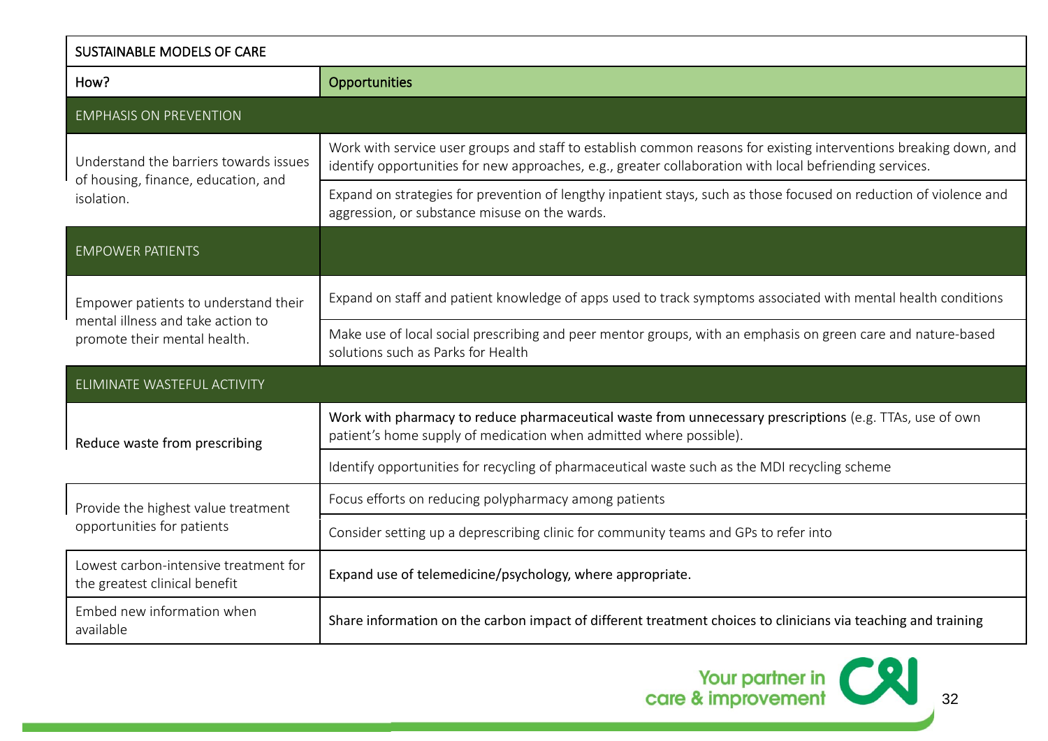| SUSTAINABLE MODELS OF CARE | |
|---|---|
| How? | Opportunities |
| EMPHASIS ON PREVENTION | |
| Understand the barriers towards issues of housing, finance, education, and isolation. | Work with service user groups and staff to establish common reasons for existing interventions breaking down, and identify opportunities for new approaches, e.g., greater collaboration with local befriending services. |
| | Expand on strategies for prevention of lengthy inpatient stays, such as those focused on reduction of violence and aggression, or substance misuse on the wards. |
| EMPOWER PATIENTS | |
| Empower patients to understand their mental illness and take action to promote their mental health. | Expand on staff and patient knowledge of apps used to track symptoms associated with mental health conditions |
| | Make use of local social prescribing and peer mentor groups, with an emphasis on green care and nature-based solutions such as Parks for Health |
| ELIMINATE WASTEFUL ACTIVITY | |
| Reduce waste from prescribing | Work with pharmacy to reduce pharmaceutical waste from unnecessary prescriptions (e.g. TTAs, use of own patient's home supply of medication when admitted where possible). |
| | Identify opportunities for recycling of pharmaceutical waste such as the MDI recycling scheme |
| Provide the highest value treatment opportunities for patients | Focus efforts on reducing polypharmacy among patients |
| | Consider setting up a deprescribing clinic for community teams and GPs to refer into |
| Lowest carbon-intensive treatment for the greatest clinical benefit | Expand use of telemedicine/psychology, where appropriate. |
| Embed new information when available | Share information on the carbon impact of different treatment choices to clinicians via teaching and training |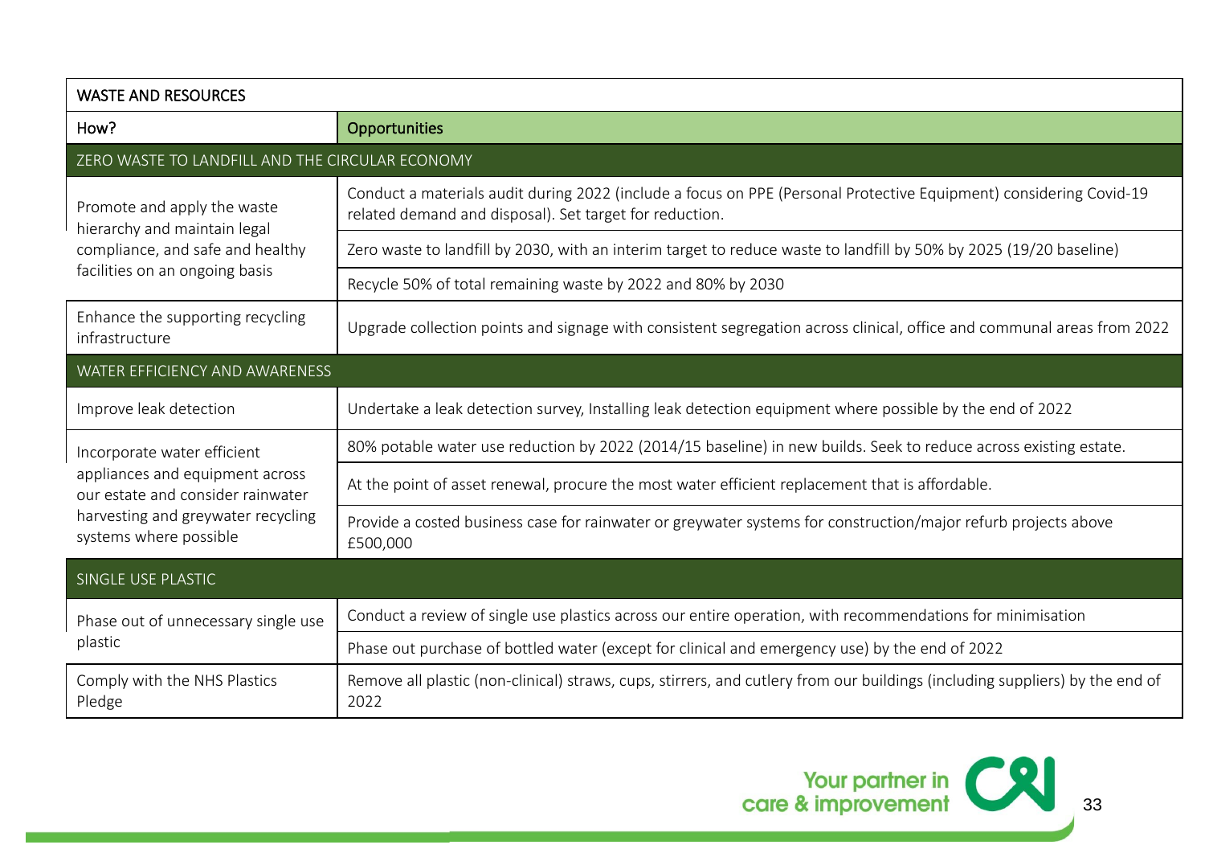| WASTE AND RESOURCES | |
|---|---|
| How? | Opportunities |
| ZERO WASTE TO LANDFILL AND THE CIRCULAR ECONOMY | |
| Promote and apply the waste hierarchy and maintain legal compliance, and safe and healthy facilities on an ongoing basis | Conduct a materials audit during 2022 (include a focus on PPE (Personal Protective Equipment) considering Covid-19 related demand and disposal). Set target for reduction. |
| | Zero waste to landfill by 2030, with an interim target to reduce waste to landfill by 50% by 2025 (19/20 baseline) |
| | Recycle 50% of total remaining waste by 2022 and 80% by 2030 |
| Enhance the supporting recycling infrastructure | Upgrade collection points and signage with consistent segregation across clinical, office and communal areas from 2022 |
| WATER EFFICIENCY AND AWARENESS | |
| Improve leak detection | Undertake a leak detection survey, Installing leak detection equipment where possible by the end of 2022 |
| Incorporate water efficient appliances and equipment across our estate and consider rainwater harvesting and greywater recycling systems where possible | 80% potable water use reduction by 2022 (2014/15 baseline) in new builds. Seek to reduce across existing estate. |
| | At the point of asset renewal, procure the most water efficient replacement that is affordable. |
| | Provide a costed business case for rainwater or greywater systems for construction/major refurb projects above £500,000 |
| SINGLE USE PLASTIC | |
| Phase out of unnecessary single use plastic | Conduct a review of single use plastics across our entire operation, with recommendations for minimisation |
| | Phase out purchase of bottled water (except for clinical and emergency use) by the end of 2022 |
| Comply with the NHS Plastics Pledge | Remove all plastic (non-clinical) straws, cups, stirrers, and cutlery from our buildings (including suppliers) by the end of 2022 |

Your partner in care & improvement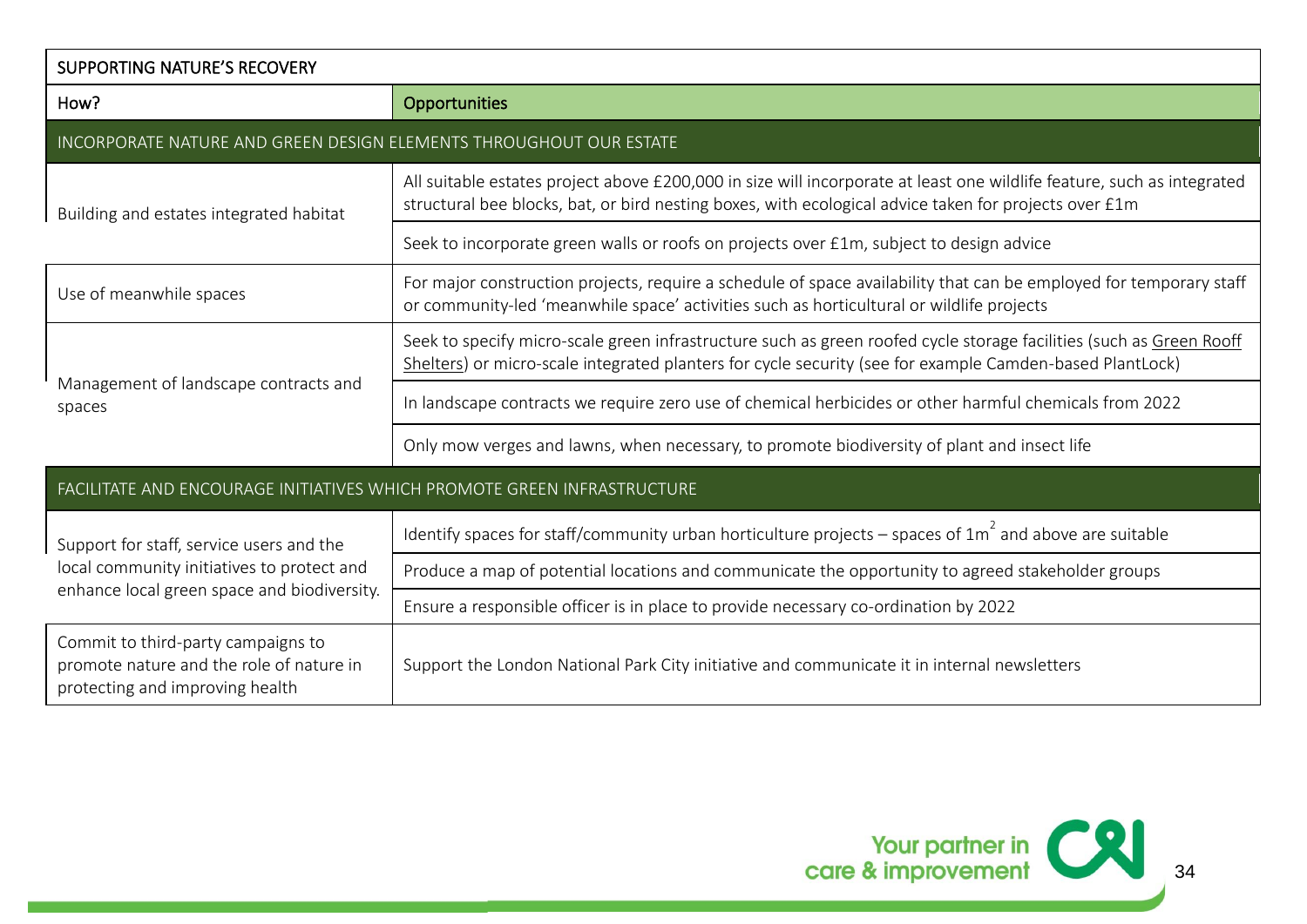| SUPPORTING NATURE'S RECOVERY | |
|---|---|
| How? | Opportunities |
| INCORPORATE NATURE AND GREEN DESIGN ELEMENTS THROUGHOUT OUR ESTATE | |
| Building and estates integrated habitat | All suitable estates project above £200,000 in size will incorporate at least one wildlife feature, such as integrated structural bee blocks, bat, or bird nesting boxes, with ecological advice taken for projects over £1m |
| | Seek to incorporate green walls or roofs on projects over £1m, subject to design advice |
| Use of meanwhile spaces | For major construction projects, require a schedule of space availability that can be employed for temporary staff or community-led 'meanwhile space' activities such as horticultural or wildlife projects |
| Management of landscape contracts and spaces | Seek to specify micro-scale green infrastructure such as green roofed cycle storage facilities (such as Green Rooff Shelters) or micro-scale integrated planters for cycle security (see for example Camden-based PlantLock) |
| | In landscape contracts we require zero use of chemical herbicides or other harmful chemicals from 2022 |
| | Only mow verges and lawns, when necessary, to promote biodiversity of plant and insect life |
| FACILITATE AND ENCOURAGE INITIATIVES WHICH PROMOTE GREEN INFRASTRUCTURE | |
| Support for staff, service users and the local community initiatives to protect and enhance local green space and biodiversity. | Identify spaces for staff/community urban horticulture projects – spaces of $1m^2$ and above are suitable |
| | Produce a map of potential locations and communicate the opportunity to agreed stakeholder groups |
| | Ensure a responsible officer is in place to provide necessary co-ordination by 2022 |
| Commit to third-party campaigns to promote nature and the role of nature in protecting and improving health | Support the London National Park City initiative and communicate it in internal newsletters |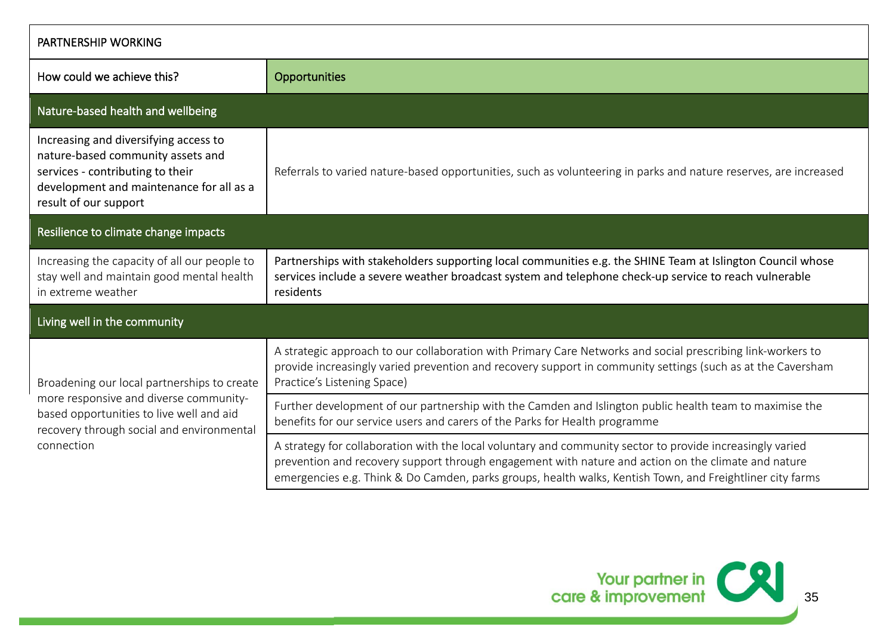| PARTNERSHIP WORKING | |
|---|---|
| How could we achieve this? | Opportunities |
| **Nature-based health and wellbeing** | |
| Increasing and diversifying access to nature-based community assets and services - contributing to their development and maintenance for all as a result of our support | Referrals to varied nature-based opportunities, such as volunteering in parks and nature reserves, are increased |
| **Resilience to climate change impacts** | |
| Increasing the capacity of all our people to stay well and maintain good mental health in extreme weather | Partnerships with stakeholders supporting local communities e.g. the SHINE Team at Islington Council whose services include a severe weather broadcast system and telephone check-up service to reach vulnerable residents |
| **Living well in the community** | |
| Broadening our local partnerships to create more responsive and diverse community-based opportunities to live well and aid recovery through social and environmental connection | A strategic approach to our collaboration with Primary Care Networks and social prescribing link-workers to provide increasingly varied prevention and recovery support in community settings (such as at the Caversham Practice's Listening Space) |
| | Further development of our partnership with the Camden and Islington public health team to maximise the benefits for our service users and carers of the Parks for Health programme |
| | A strategy for collaboration with the local voluntary and community sector to provide increasingly varied prevention and recovery support through engagement with nature and action on the climate and nature emergencies e.g. Think & Do Camden, parks groups, health walks, Kentish Town, and Freightliner city farms |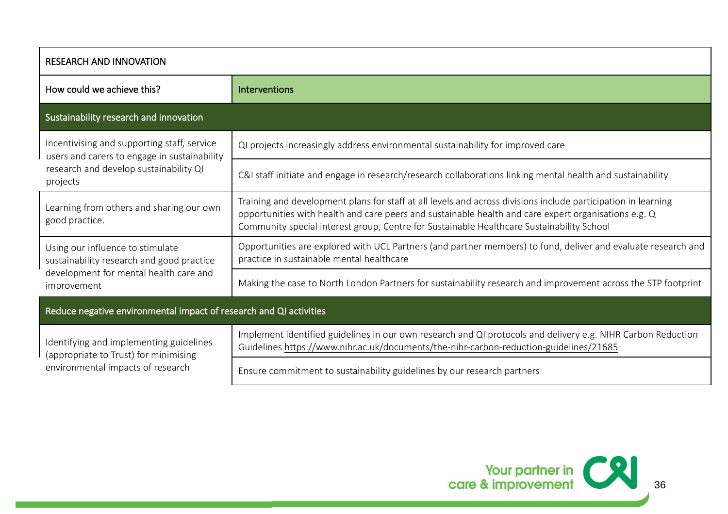| RESEARCH AND INNOVATION | |
|---|---|
| **How could we achieve this?** | **Interventions** |
| **Sustainability research and innovation** | |
| Incentivising and supporting staff, service users and carers to engage in sustainability research and develop sustainability QI projects | QI projects increasingly address environmental sustainability for improved care |
| | C&I staff initiate and engage in research/research collaborations linking mental health and sustainability |
| Learning from others and sharing our own good practice. | Training and development plans for staff at all levels and across divisions include participation in learning opportunities with health and care peers and sustainable health and care expert organisations e.g. Q Community special interest group, Centre for Sustainable Healthcare Sustainability School |
| Using our influence to stimulate sustainability research and good practice development for mental health care and improvement | Opportunities are explored with UCL Partners (and partner members) to fund, deliver and evaluate research and practice in sustainable mental healthcare |
| | Making the case to North London Partners for sustainability research and improvement across the STP footprint |
| **Reduce negative environmental impact of research and QI activities** | |
| Identifying and implementing guidelines (appropriate to Trust) for minimising environmental impacts of research | Implement identified guidelines in our own research and QI protocols and delivery e.g. NIHR Carbon Reduction Guidelines https://www.nihr.ac.uk/documents/the-nihr-carbon-reduction-guidelines/21685 |
| | Ensure commitment to sustainability guidelines by our research partners |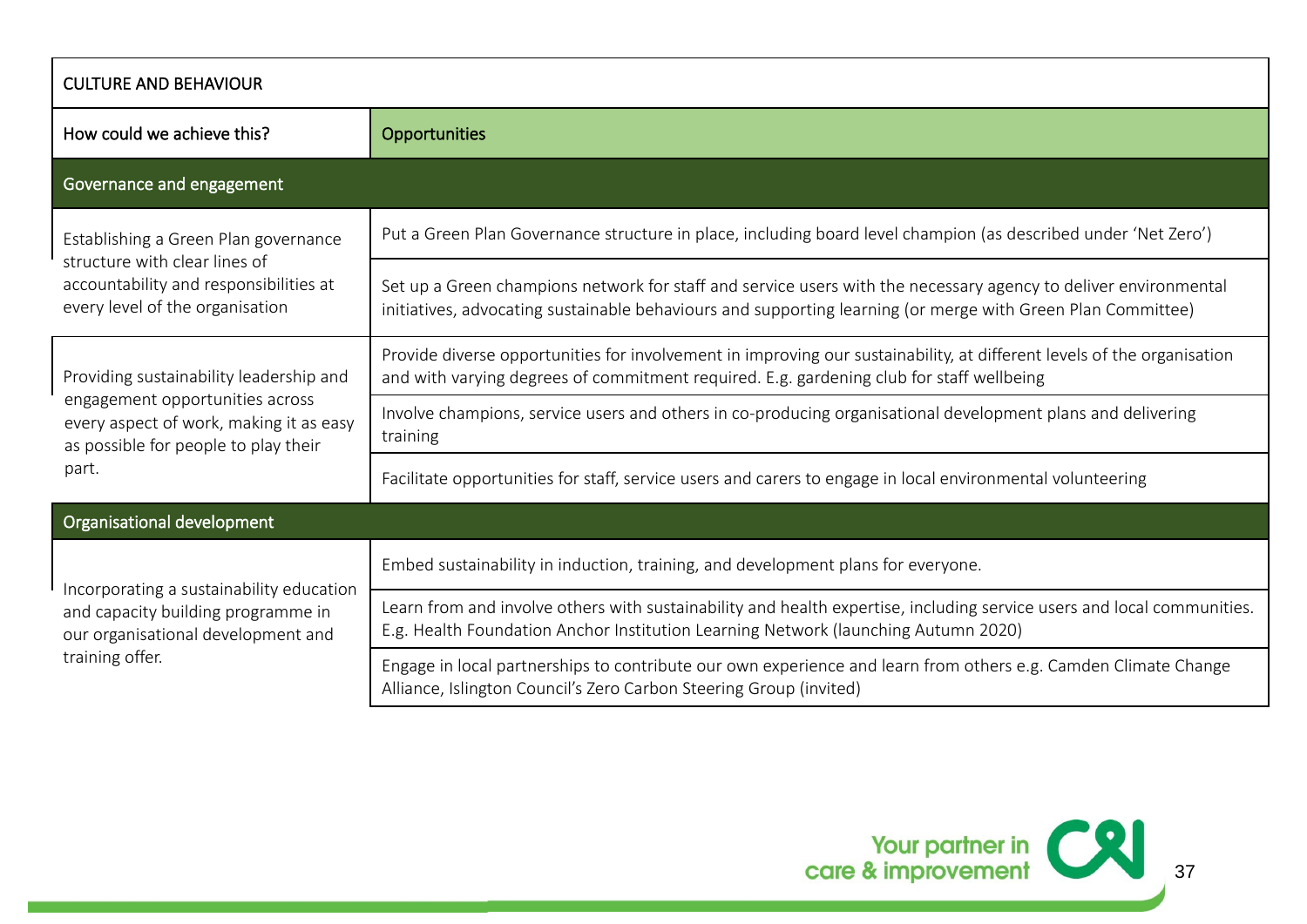| CULTURE AND BEHAVIOUR | |
|---|---|
| How could we achieve this? | Opportunities |
| **Governance and engagement** | |
| Establishing a Green Plan governance structure with clear lines of accountability and responsibilities at every level of the organisation | Put a Green Plan Governance structure in place, including board level champion (as described under 'Net Zero') |
| | Set up a Green champions network for staff and service users with the necessary agency to deliver environmental initiatives, advocating sustainable behaviours and supporting learning (or merge with Green Plan Committee) |
| Providing sustainability leadership and engagement opportunities across every aspect of work, making it as easy as possible for people to play their part. | Provide diverse opportunities for involvement in improving our sustainability, at different levels of the organisation and with varying degrees of commitment required. E.g. gardening club for staff wellbeing |
| | Involve champions, service users and others in co-producing organisational development plans and delivering training |
| | Facilitate opportunities for staff, service users and carers to engage in local environmental volunteering |
| **Organisational development** | |
| Incorporating a sustainability education and capacity building programme in our organisational development and training offer. | Embed sustainability in induction, training, and development plans for everyone. |
| | Learn from and involve others with sustainability and health expertise, including service users and local communities. E.g. Health Foundation Anchor Institution Learning Network (launching Autumn 2020) |
| | Engage in local partnerships to contribute our own experience and learn from others e.g. Camden Climate Change Alliance, Islington Council's Zero Carbon Steering Group (invited) |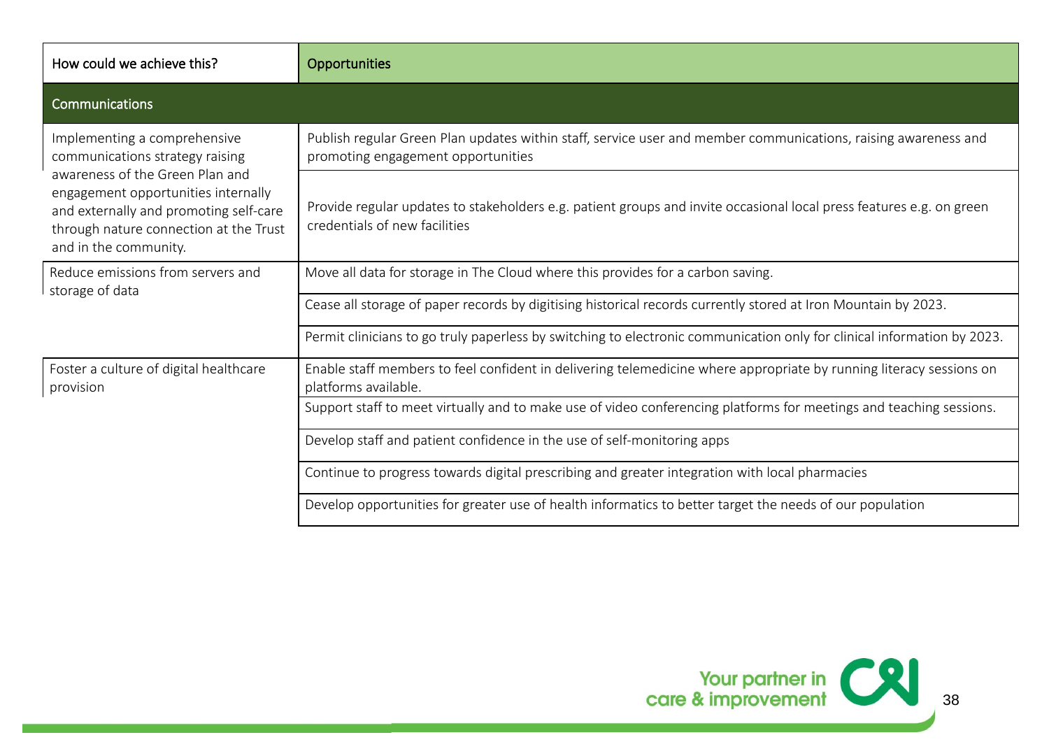| How could we achieve this? | Opportunities |
| --- | --- |
| **Communications** | |
| Implementing a comprehensive communications strategy raising awareness of the Green Plan and engagement opportunities internally and externally and promoting self-care through nature connection at the Trust and in the community. | Publish regular Green Plan updates within staff, service user and member communications, raising awareness and promoting engagement opportunities |
| | Provide regular updates to stakeholders e.g. patient groups and invite occasional local press features e.g. on green credentials of new facilities |
| Reduce emissions from servers and storage of data | Move all data for storage in The Cloud where this provides for a carbon saving. |
| | Cease all storage of paper records by digitising historical records currently stored at Iron Mountain by 2023. |
| | Permit clinicians to go truly paperless by switching to electronic communication only for clinical information by 2023. |
| Foster a culture of digital healthcare provision | Enable staff members to feel confident in delivering telemedicine where appropriate by running literacy sessions on platforms available. |
| | Support staff to meet virtually and to make use of video conferencing platforms for meetings and teaching sessions. |
| | Develop staff and patient confidence in the use of self-monitoring apps |
| | Continue to progress towards digital prescribing and greater integration with local pharmacies |
| | Develop opportunities for greater use of health informatics to better target the needs of our population |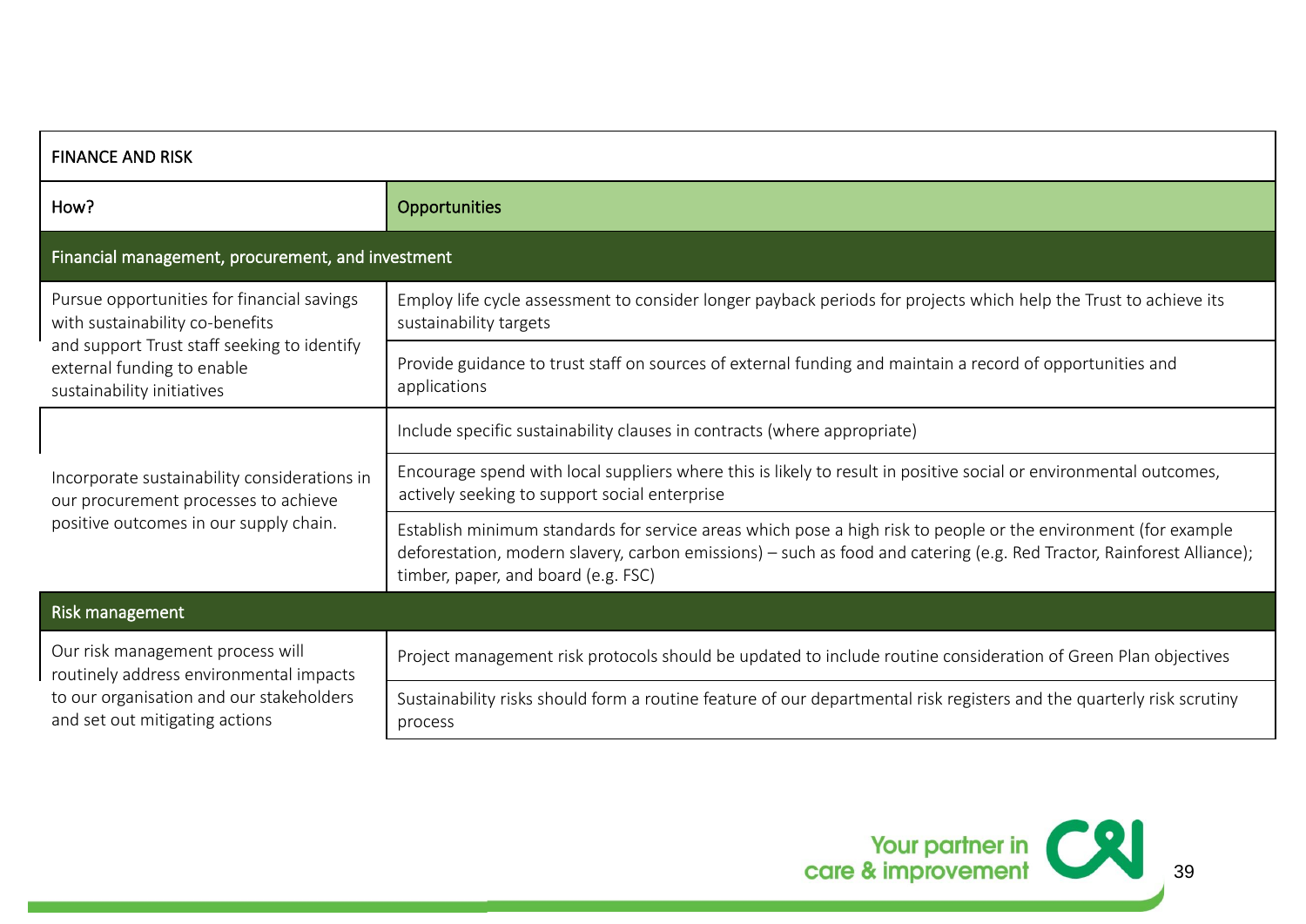| FINANCE AND RISK | |
|---|---|
| **How?** | **Opportunities** |
| **Financial management, procurement, and investment** | |
| Pursue opportunities for financial savings with sustainability co-benefits and support Trust staff seeking to identify external funding to enable sustainability initiatives | Employ life cycle assessment to consider longer payback periods for projects which help the Trust to achieve its sustainability targets |
| | Provide guidance to trust staff on sources of external funding and maintain a record of opportunities and applications |
| Incorporate sustainability considerations in our procurement processes to achieve positive outcomes in our supply chain. | Include specific sustainability clauses in contracts (where appropriate) |
| | Encourage spend with local suppliers where this is likely to result in positive social or environmental outcomes, actively seeking to support social enterprise |
| | Establish minimum standards for service areas which pose a high risk to people or the environment (for example deforestation, modern slavery, carbon emissions) – such as food and catering (e.g. Red Tractor, Rainforest Alliance); timber, paper, and board (e.g. FSC) |
| **Risk management** | |
| Our risk management process will routinely address environmental impacts to our organisation and our stakeholders and set out mitigating actions | Project management risk protocols should be updated to include routine consideration of Green Plan objectives |
| | Sustainability risks should form a routine feature of our departmental risk registers and the quarterly risk scrutiny process |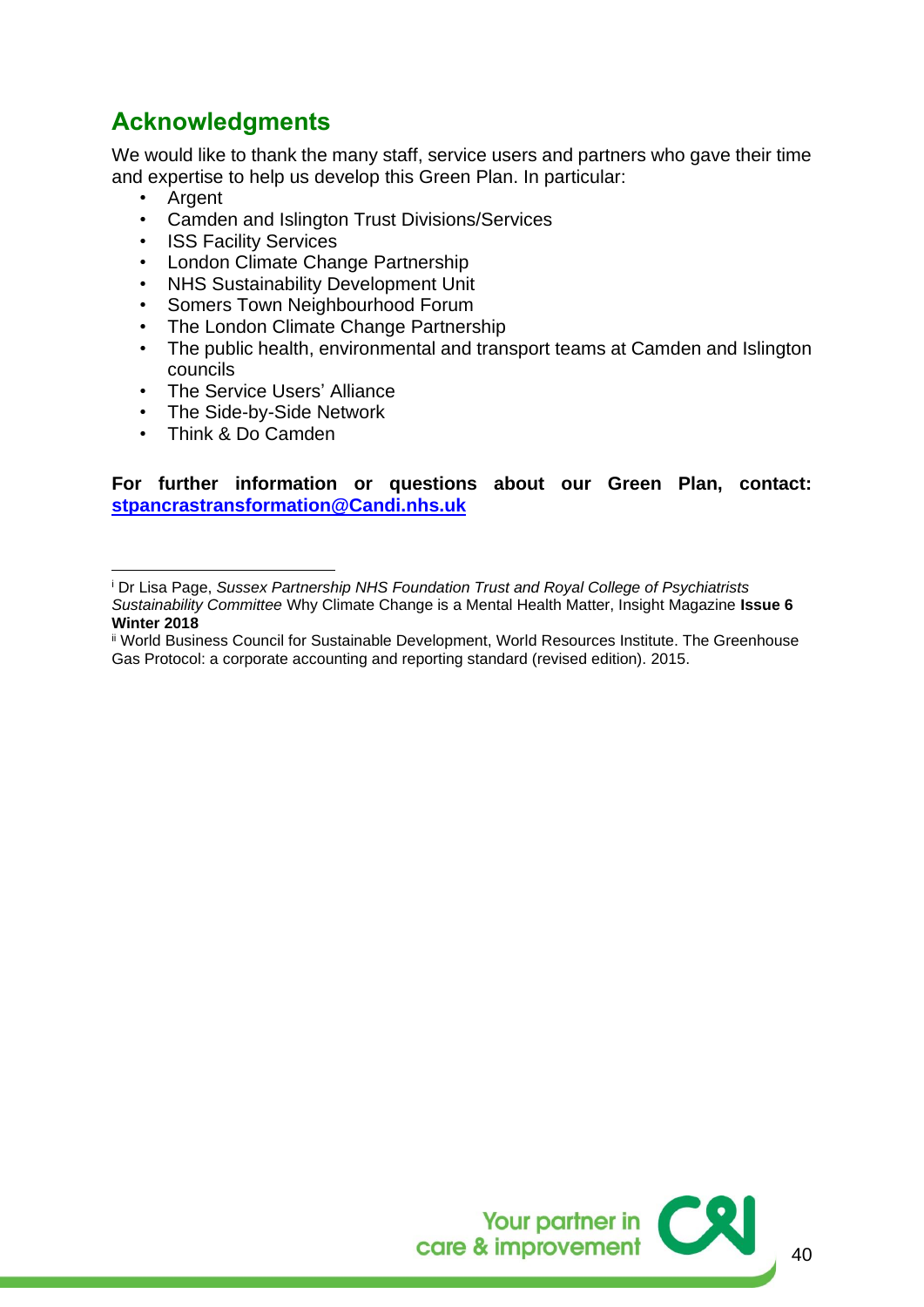## Acknowledgments

We would like to thank the many staff, service users and partners who gave their time and expertise to help us develop this Green Plan. In particular:

- Argent
- Camden and Islington Trust Divisions/Services
- ISS Facility Services
- London Climate Change Partnership
- NHS Sustainability Development Unit
- Somers Town Neighbourhood Forum
- The London Climate Change Partnership
- The public health, environmental and transport teams at Camden and Islington councils
- The Service Users' Alliance
- The Side-by-Side Network
- Think & Do Camden

**For further information or questions about our Green Plan, contact: stpancrastransformation@Candi.nhs.uk**

---

[i] Dr Lisa Page, *Sussex Partnership NHS Foundation Trust and Royal College of Psychiatrists Sustainability Committee* Why Climate Change is a Mental Health Matter, Insight Magazine **Issue 6 Winter 2018**

[ii] World Business Council for Sustainable Development, World Resources Institute. The Greenhouse Gas Protocol: a corporate accounting and reporting standard (revised edition). 2015.